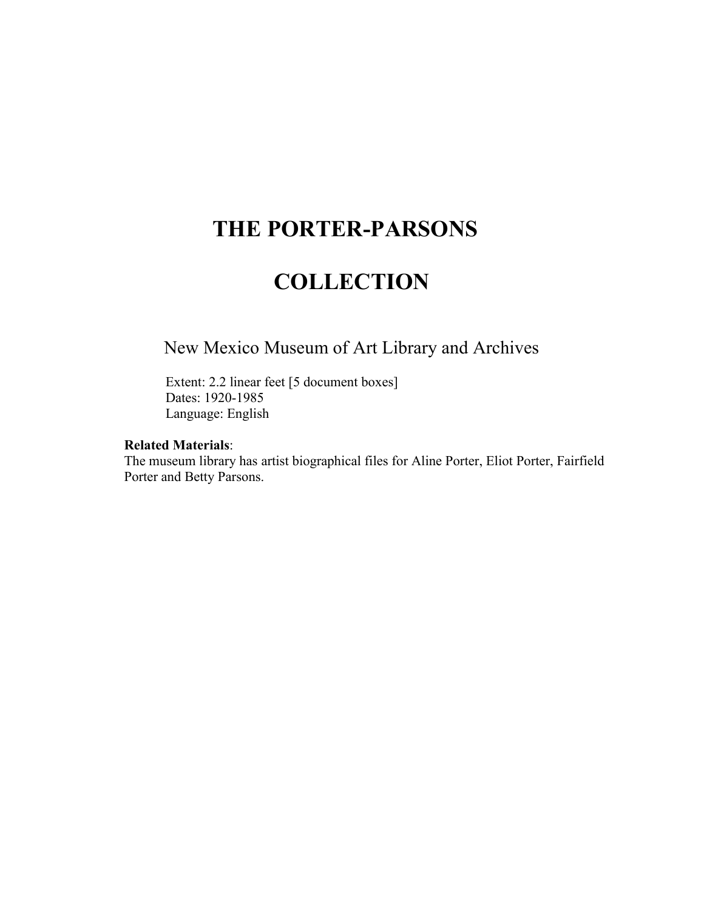# THE PORTER-PARSONS

# COLLECTION

New Mexico Museum of Art Library and Archives

Extent: 2.2 linear feet [5 document boxes]
Dates: 1920-1985
Language: English

**Related Materials**:
The museum library has artist biographical files for Aline Porter, Eliot Porter, Fairfield Porter and Betty Parsons.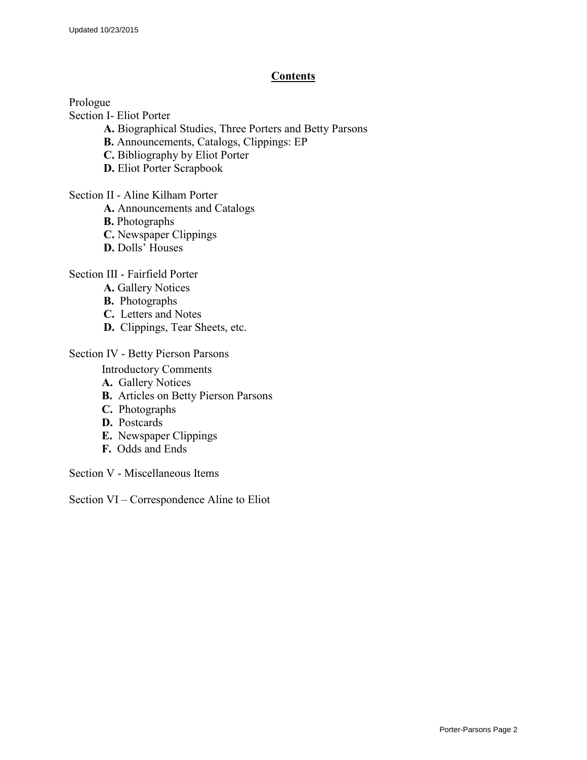## Contents

Prologue

Section I- Eliot Porter

- **A.** Biographical Studies, Three Porters and Betty Parsons
- **B.** Announcements, Catalogs, Clippings: EP
- **C.** Bibliography by Eliot Porter
- **D.** Eliot Porter Scrapbook

Section II - Aline Kilham Porter

- **A.** Announcements and Catalogs
- **B.** Photographs
- **C.** Newspaper Clippings
- **D.** Dolls' Houses

Section III - Fairfield Porter

- **A.** Gallery Notices
- **B.** Photographs
- **C.** Letters and Notes
- **D.** Clippings, Tear Sheets, etc.

Section IV - Betty Pierson Parsons

Introductory Comments

- **A.** Gallery Notices
- **B.** Articles on Betty Pierson Parsons
- **C.** Photographs
- **D.** Postcards
- **E.** Newspaper Clippings
- **F.** Odds and Ends

Section V - Miscellaneous Items

Section VI – Correspondence Aline to Eliot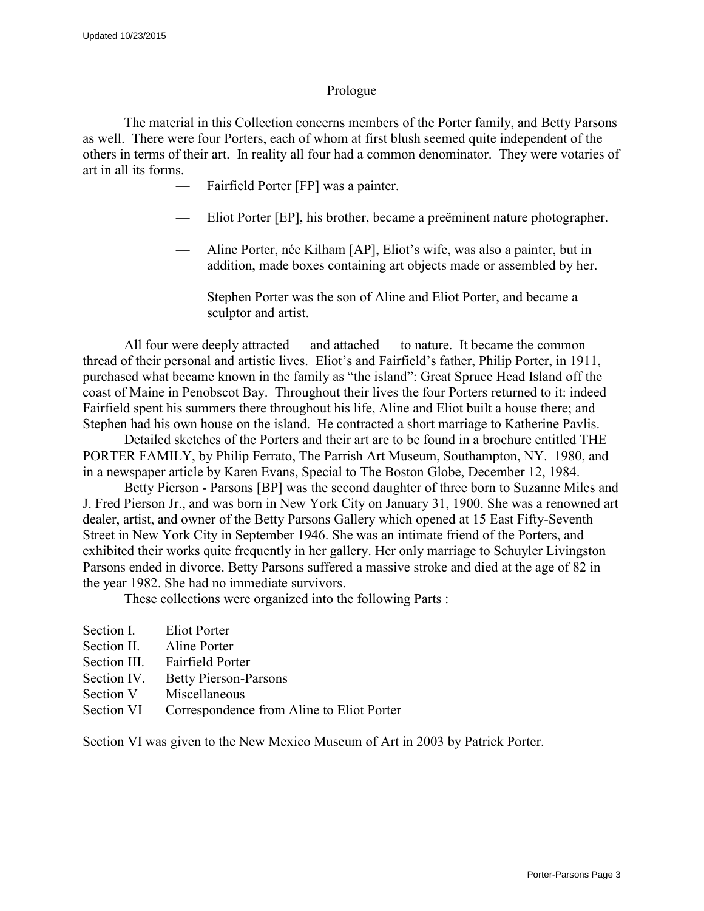## Prologue

The material in this Collection concerns members of the Porter family, and Betty Parsons as well. There were four Porters, each of whom at first blush seemed quite independent of the others in terms of their art. In reality all four had a common denominator. They were votaries of art in all its forms.

- Fairfield Porter [FP] was a painter.
- Eliot Porter [EP], his brother, became a preëminent nature photographer.
- Aline Porter, née Kilham [AP], Eliot's wife, was also a painter, but in addition, made boxes containing art objects made or assembled by her.
- Stephen Porter was the son of Aline and Eliot Porter, and became a sculptor and artist.

All four were deeply attracted — and attached — to nature. It became the common thread of their personal and artistic lives. Eliot's and Fairfield's father, Philip Porter, in 1911, purchased what became known in the family as "the island": Great Spruce Head Island off the coast of Maine in Penobscot Bay. Throughout their lives the four Porters returned to it: indeed Fairfield spent his summers there throughout his life, Aline and Eliot built a house there; and Stephen had his own house on the island. He contracted a short marriage to Katherine Pavlis.

Detailed sketches of the Porters and their art are to be found in a brochure entitled THE PORTER FAMILY, by Philip Ferrato, The Parrish Art Museum, Southampton, NY. 1980, and in a newspaper article by Karen Evans, Special to The Boston Globe, December 12, 1984.

Betty Pierson - Parsons [BP] was the second daughter of three born to Suzanne Miles and J. Fred Pierson Jr., and was born in New York City on January 31, 1900. She was a renowned art dealer, artist, and owner of the Betty Parsons Gallery which opened at 15 East Fifty-Seventh Street in New York City in September 1946. She was an intimate friend of the Porters, and exhibited their works quite frequently in her gallery. Her only marriage to Schuyler Livingston Parsons ended in divorce. Betty Parsons suffered a massive stroke and died at the age of 82 in the year 1982. She had no immediate survivors.

These collections were organized into the following Parts :

Section I. Eliot Porter
Section II. Aline Porter
Section III. Fairfield Porter
Section IV. Betty Pierson-Parsons
Section V Miscellaneous
Section VI Correspondence from Aline to Eliot Porter

Section VI was given to the New Mexico Museum of Art in 2003 by Patrick Porter.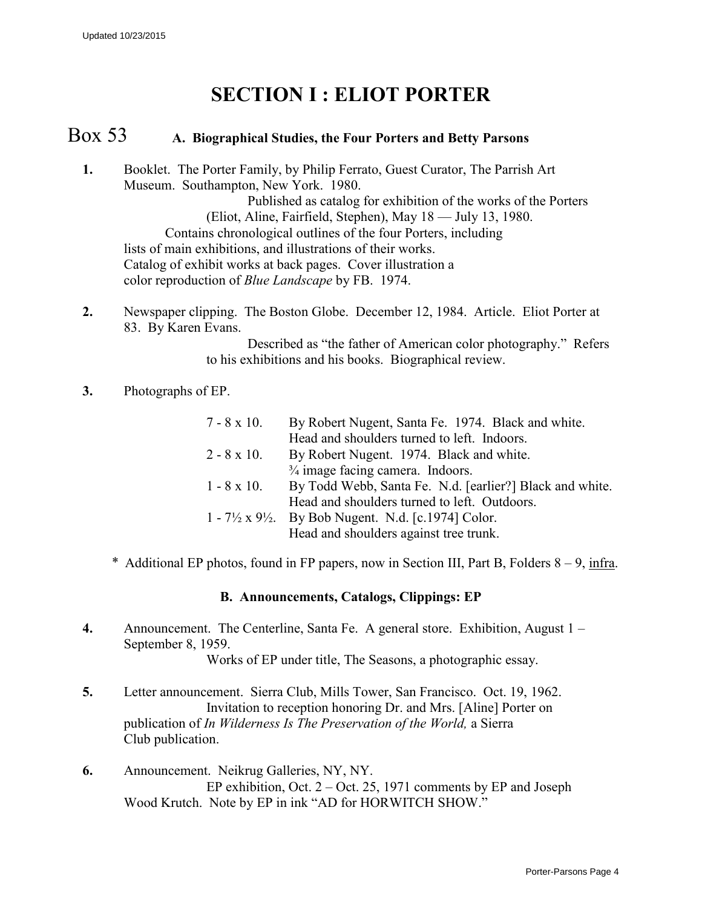# SECTION I : ELIOT PORTER

## Box 53 A. Biographical Studies, the Four Porters and Betty Parsons

**1.** Booklet. The Porter Family, by Philip Ferrato, Guest Curator, The Parrish Art Museum. Southampton, New York. 1980.

Published as catalog for exhibition of the works of the Porters (Eliot, Aline, Fairfield, Stephen), May 18 — July 13, 1980.

Contains chronological outlines of the four Porters, including lists of main exhibitions, and illustrations of their works. Catalog of exhibit works at back pages. Cover illustration a color reproduction of *Blue Landscape* by FB. 1974.

**2.** Newspaper clipping. The Boston Globe. December 12, 1984. Article. Eliot Porter at 83. By Karen Evans.

Described as "the father of American color photography." Refers to his exhibitions and his books. Biographical review.

**3.** Photographs of EP.

| | |
|---|---|
| 7 - 8 x 10. | By Robert Nugent, Santa Fe. 1974. Black and white. Head and shoulders turned to left. Indoors. |
| 2 - 8 x 10. | By Robert Nugent. 1974. Black and white. ¾ image facing camera. Indoors. |
| 1 - 8 x 10. | By Todd Webb, Santa Fe. N.d. [earlier?] Black and white. Head and shoulders turned to left. Outdoors. |
| 1 - 7½ x 9½. | By Bob Nugent. N.d. [c.1974] Color. Head and shoulders against tree trunk. |

\* Additional EP photos, found in FP papers, now in Section III, Part B, Folders 8 – 9, infra.

### B. Announcements, Catalogs, Clippings: EP

**4.** Announcement. The Centerline, Santa Fe. A general store. Exhibition, August 1 – September 8, 1959.

Works of EP under title, The Seasons, a photographic essay.

**5.** Letter announcement. Sierra Club, Mills Tower, San Francisco. Oct. 19, 1962.

Invitation to reception honoring Dr. and Mrs. [Aline] Porter on publication of *In Wilderness Is The Preservation of the World,* a Sierra Club publication.

**6.** Announcement. Neikrug Galleries, NY, NY.

EP exhibition, Oct. 2 – Oct. 25, 1971 comments by EP and Joseph Wood Krutch. Note by EP in ink "AD for HORWITCH SHOW."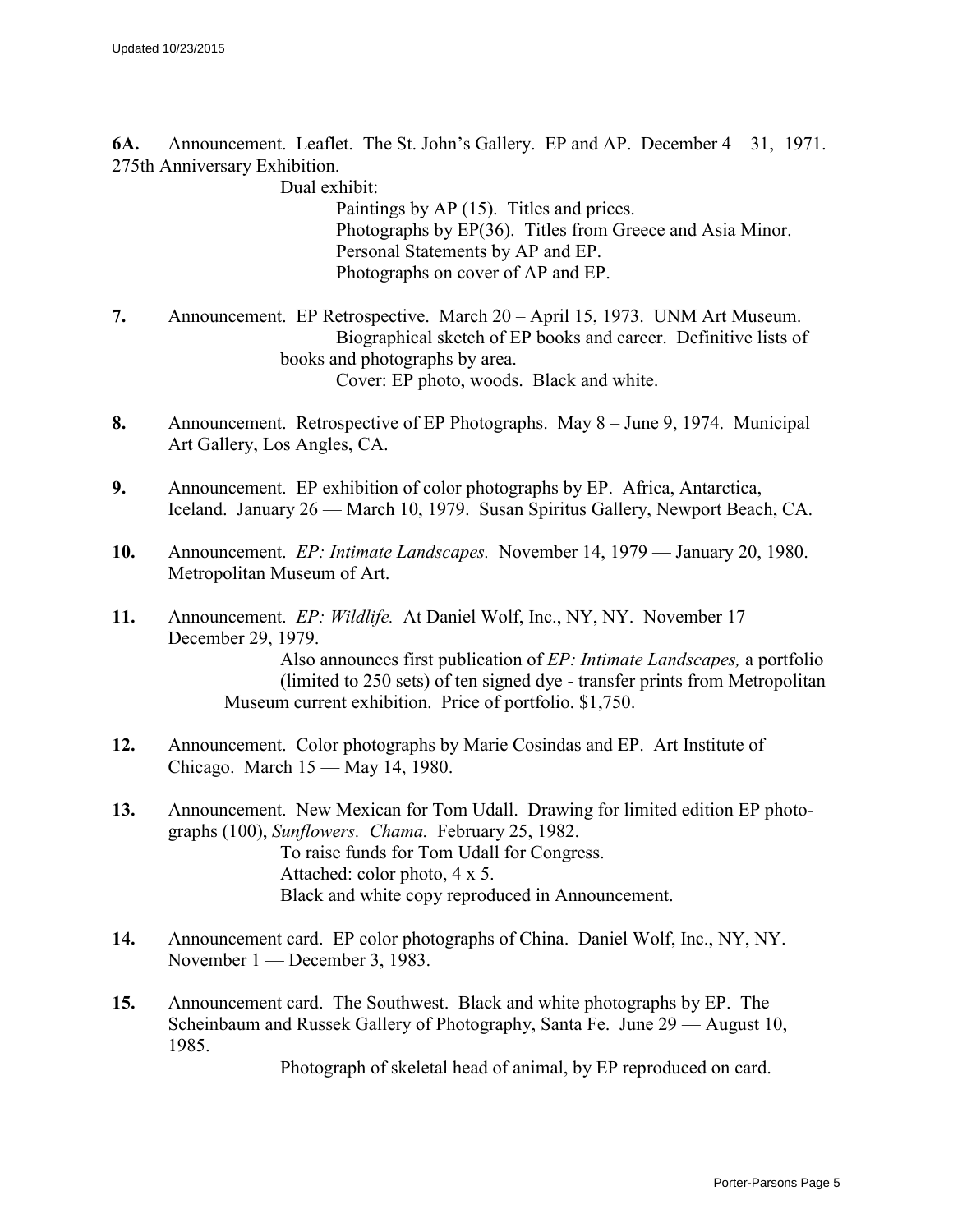**6A.** Announcement. Leaflet. The St. John's Gallery. EP and AP. December 4 – 31, 1971. 275th Anniversary Exhibition.

Dual exhibit:

Paintings by AP (15). Titles and prices.
Photographs by EP(36). Titles from Greece and Asia Minor.
Personal Statements by AP and EP.
Photographs on cover of AP and EP.

**7.** Announcement. EP Retrospective. March 20 – April 15, 1973. UNM Art Museum.

Biographical sketch of EP books and career. Definitive lists of books and photographs by area.

Cover: EP photo, woods. Black and white.

**8.** Announcement. Retrospective of EP Photographs. May 8 – June 9, 1974. Municipal Art Gallery, Los Angles, CA.

**9.** Announcement. EP exhibition of color photographs by EP. Africa, Antarctica, Iceland. January 26 — March 10, 1979. Susan Spiritus Gallery, Newport Beach, CA.

**10.** Announcement. *EP: Intimate Landscapes.* November 14, 1979 — January 20, 1980. Metropolitan Museum of Art.

**11.** Announcement. *EP: Wildlife.* At Daniel Wolf, Inc., NY, NY. November 17 — December 29, 1979.

Also announces first publication of *EP: Intimate Landscapes,* a portfolio (limited to 250 sets) of ten signed dye - transfer prints from Metropolitan Museum current exhibition. Price of portfolio. $1,750.

**12.** Announcement. Color photographs by Marie Cosindas and EP. Art Institute of Chicago. March 15 — May 14, 1980.

**13.** Announcement. New Mexican for Tom Udall. Drawing for limited edition EP photographs (100), *Sunflowers. Chama.* February 25, 1982.

To raise funds for Tom Udall for Congress.
Attached: color photo, 4 x 5.
Black and white copy reproduced in Announcement.

**14.** Announcement card. EP color photographs of China. Daniel Wolf, Inc., NY, NY. November 1 — December 3, 1983.

**15.** Announcement card. The Southwest. Black and white photographs by EP. The Scheinbaum and Russek Gallery of Photography, Santa Fe. June 29 — August 10, 1985.

Photograph of skeletal head of animal, by EP reproduced on card.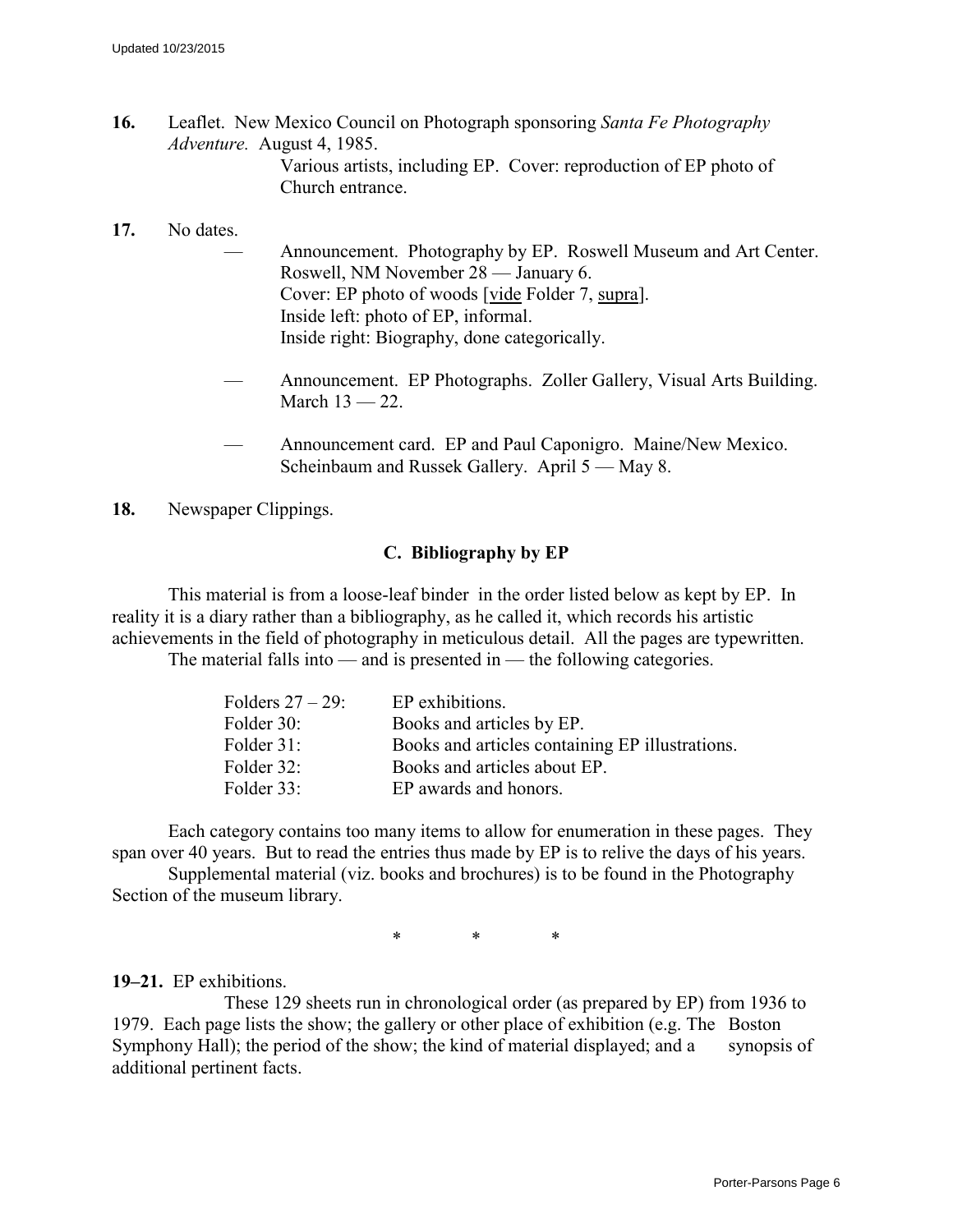**16.** Leaflet. New Mexico Council on Photograph sponsoring *Santa Fe Photography Adventure.* August 4, 1985.

Various artists, including EP. Cover: reproduction of EP photo of Church entrance.

**17.** No dates.

— Announcement. Photography by EP. Roswell Museum and Art Center. Roswell, NM November 28 — January 6.
Cover: EP photo of woods [vide Folder 7, supra].
Inside left: photo of EP, informal.
Inside right: Biography, done categorically.

— Announcement. EP Photographs. Zoller Gallery, Visual Arts Building. March 13 — 22.

— Announcement card. EP and Paul Caponigro. Maine/New Mexico. Scheinbaum and Russek Gallery. April 5 — May 8.

**18.** Newspaper Clippings.

### C. Bibliography by EP

This material is from a loose-leaf binder in the order listed below as kept by EP. In reality it is a diary rather than a bibliography, as he called it, which records his artistic achievements in the field of photography in meticulous detail. All the pages are typewritten.

The material falls into — and is presented in — the following categories.

| | |
|---|---|
| Folders 27 – 29: | EP exhibitions. |
| Folder 30: | Books and articles by EP. |
| Folder 31: | Books and articles containing EP illustrations. |
| Folder 32: | Books and articles about EP. |
| Folder 33: | EP awards and honors. |

Each category contains too many items to allow for enumeration in these pages. They span over 40 years. But to read the entries thus made by EP is to relive the days of his years.

Supplemental material (viz. books and brochures) is to be found in the Photography Section of the museum library.

\* \* \*

**19–21.** EP exhibitions.

These 129 sheets run in chronological order (as prepared by EP) from 1936 to 1979. Each page lists the show; the gallery or other place of exhibition (e.g. The Boston Symphony Hall); the period of the show; the kind of material displayed; and a synopsis of additional pertinent facts.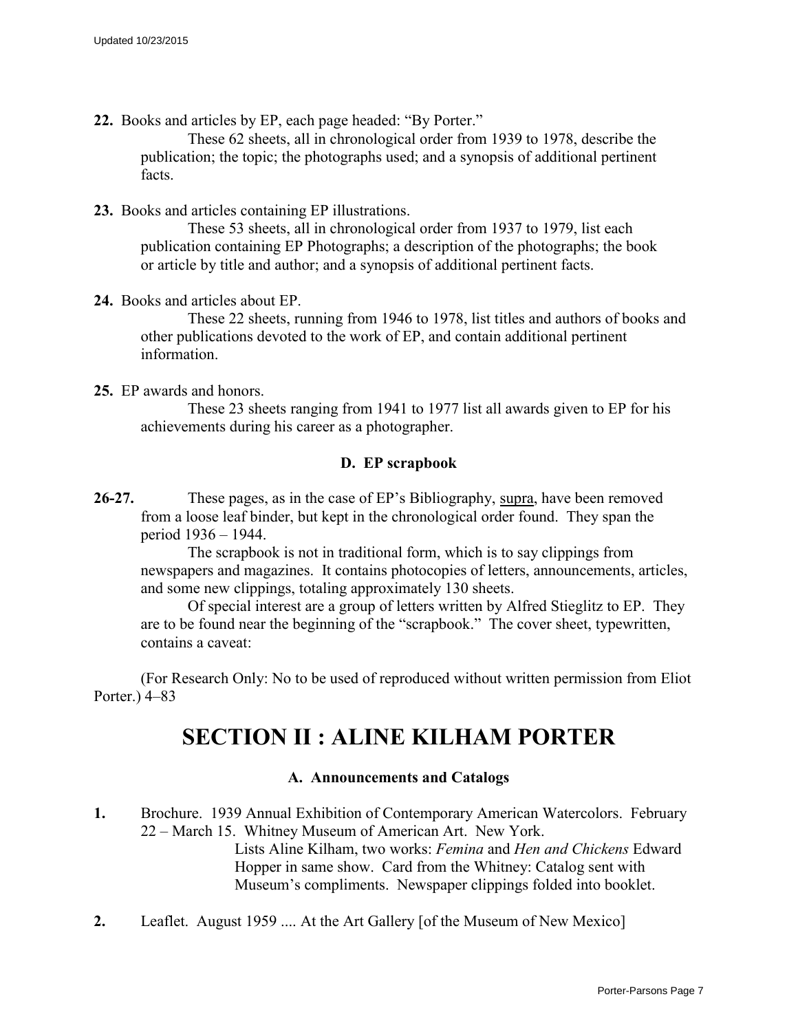**22.** Books and articles by EP, each page headed: "By Porter."

These 62 sheets, all in chronological order from 1939 to 1978, describe the publication; the topic; the photographs used; and a synopsis of additional pertinent facts.

**23.** Books and articles containing EP illustrations.

These 53 sheets, all in chronological order from 1937 to 1979, list each publication containing EP Photographs; a description of the photographs; the book or article by title and author; and a synopsis of additional pertinent facts.

**24.** Books and articles about EP.

These 22 sheets, running from 1946 to 1978, list titles and authors of books and other publications devoted to the work of EP, and contain additional pertinent information.

**25.** EP awards and honors.

These 23 sheets ranging from 1941 to 1977 list all awards given to EP for his achievements during his career as a photographer.

### D. EP scrapbook

**26-27.** These pages, as in the case of EP's Bibliography, supra, have been removed from a loose leaf binder, but kept in the chronological order found. They span the period 1936 – 1944.

The scrapbook is not in traditional form, which is to say clippings from newspapers and magazines. It contains photocopies of letters, announcements, articles, and some new clippings, totaling approximately 130 sheets.

Of special interest are a group of letters written by Alfred Stieglitz to EP. They are to be found near the beginning of the "scrapbook." The cover sheet, typewritten, contains a caveat:

(For Research Only: No to be used of reproduced without written permission from Eliot Porter.) 4–83

# SECTION II : ALINE KILHAM PORTER

### A. Announcements and Catalogs

**1.** Brochure. 1939 Annual Exhibition of Contemporary American Watercolors. February 22 – March 15. Whitney Museum of American Art. New York.

Lists Aline Kilham, two works: *Femina* and *Hen and Chickens* Edward Hopper in same show. Card from the Whitney: Catalog sent with Museum's compliments. Newspaper clippings folded into booklet.

**2.** Leaflet. August 1959 .... At the Art Gallery [of the Museum of New Mexico]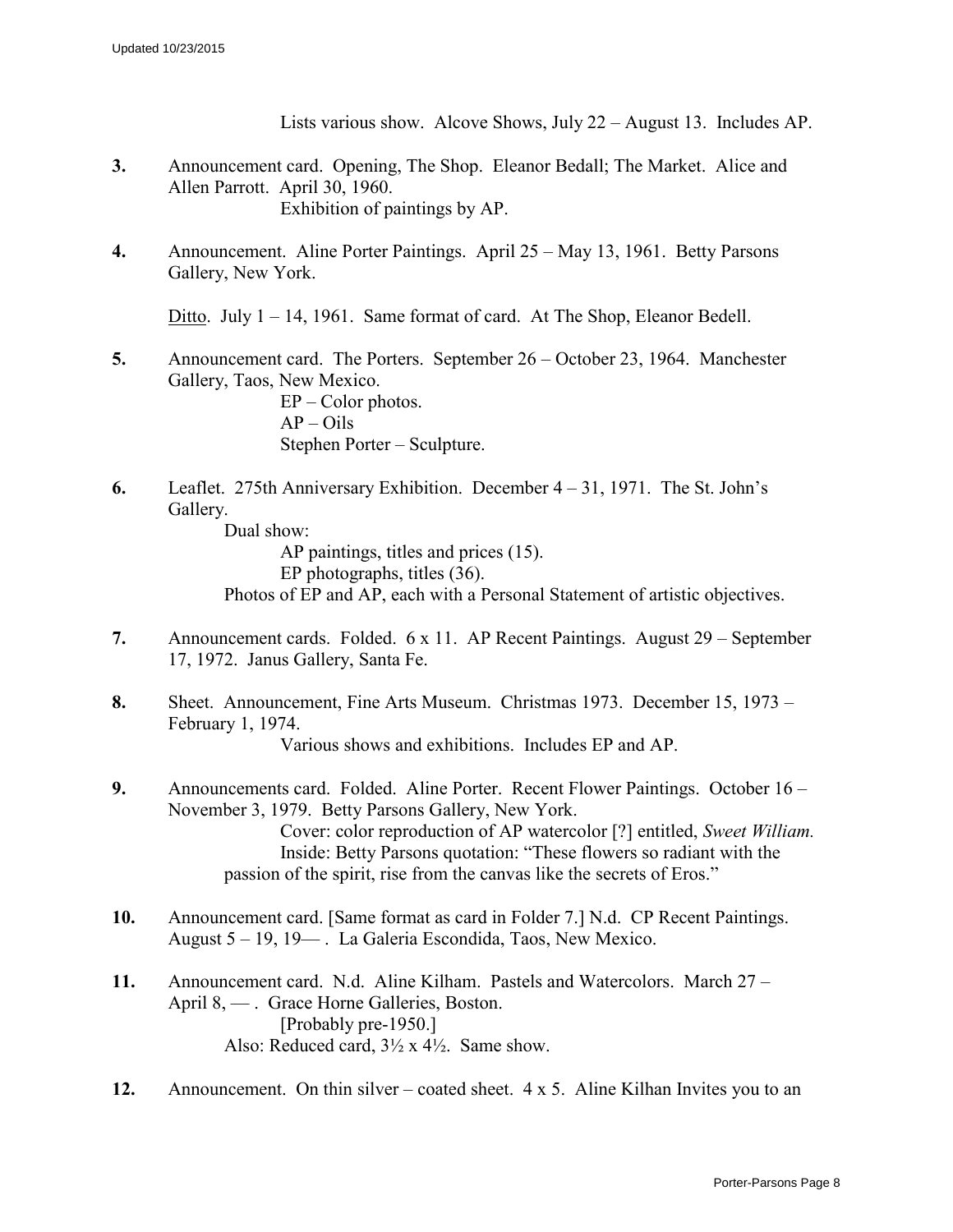Lists various show. Alcove Shows, July 22 – August 13. Includes AP.

**3.** Announcement card. Opening, The Shop. Eleanor Bedall; The Market. Alice and Allen Parrott. April 30, 1960.
Exhibition of paintings by AP.

**4.** Announcement. Aline Porter Paintings. April 25 – May 13, 1961. Betty Parsons Gallery, New York.

Ditto. July 1 – 14, 1961. Same format of card. At The Shop, Eleanor Bedell.

**5.** Announcement card. The Porters. September 26 – October 23, 1964. Manchester Gallery, Taos, New Mexico.
EP – Color photos.
AP – Oils
Stephen Porter – Sculpture.

**6.** Leaflet. 275th Anniversary Exhibition. December 4 – 31, 1971. The St. John's Gallery.
Dual show:
AP paintings, titles and prices (15).
EP photographs, titles (36).
Photos of EP and AP, each with a Personal Statement of artistic objectives.

**7.** Announcement cards. Folded. 6 x 11. AP Recent Paintings. August 29 – September 17, 1972. Janus Gallery, Santa Fe.

**8.** Sheet. Announcement, Fine Arts Museum. Christmas 1973. December 15, 1973 – February 1, 1974.
Various shows and exhibitions. Includes EP and AP.

**9.** Announcements card. Folded. Aline Porter. Recent Flower Paintings. October 16 – November 3, 1979. Betty Parsons Gallery, New York.
Cover: color reproduction of AP watercolor [?] entitled, *Sweet William.*
Inside: Betty Parsons quotation: "These flowers so radiant with the passion of the spirit, rise from the canvas like the secrets of Eros."

**10.** Announcement card. [Same format as card in Folder 7.] N.d. CP Recent Paintings. August 5 – 19, 19— . La Galeria Escondida, Taos, New Mexico.

**11.** Announcement card. N.d. Aline Kilham. Pastels and Watercolors. March 27 – April 8, — . Grace Horne Galleries, Boston.
[Probably pre-1950.]
Also: Reduced card, 3½ x 4½. Same show.

**12.** Announcement. On thin silver – coated sheet. 4 x 5. Aline Kilhan Invites you to an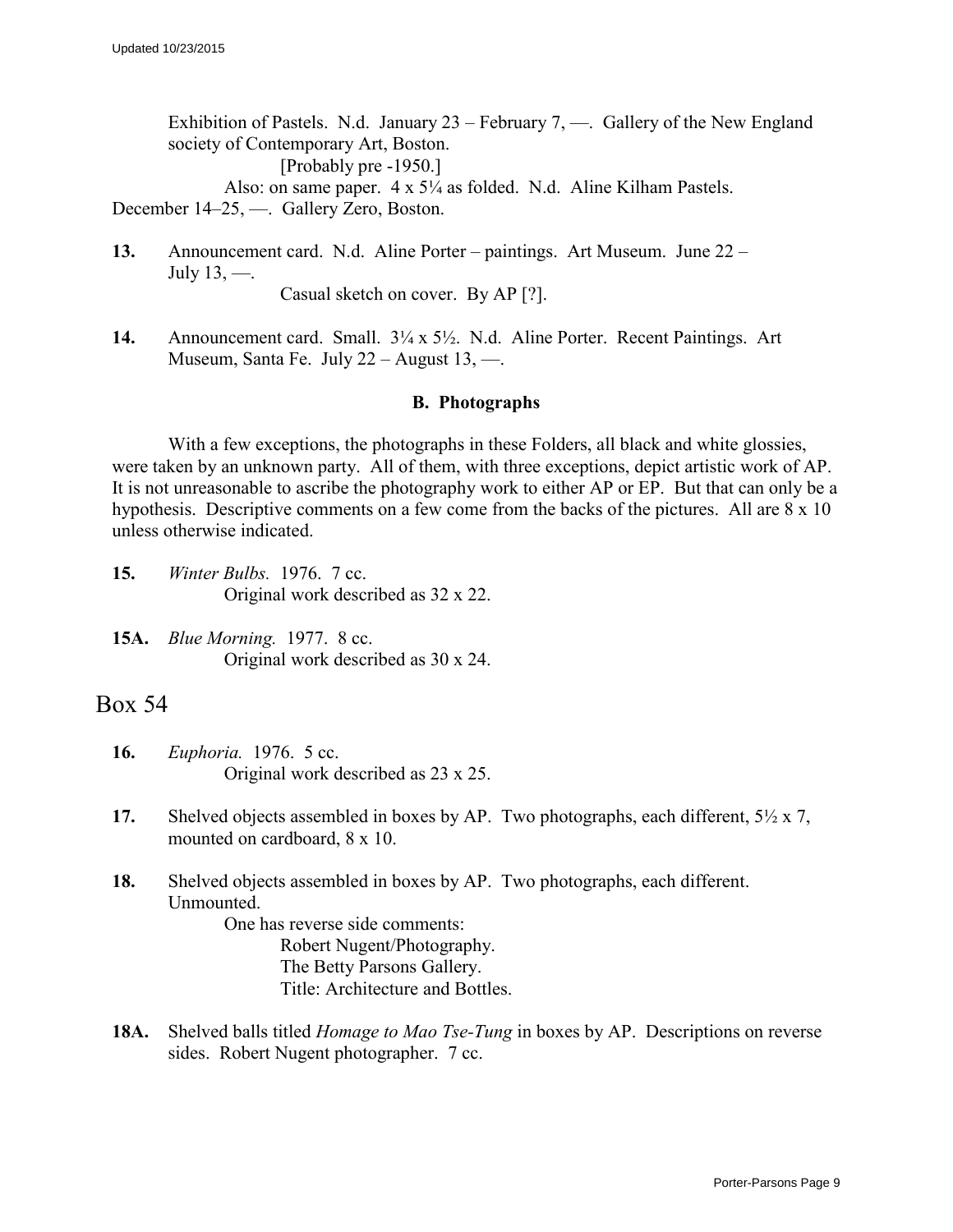Exhibition of Pastels. N.d. January 23 – February 7, —. Gallery of the New England society of Contemporary Art, Boston.

[Probably pre -1950.]

Also: on same paper. 4 x 5¼ as folded. N.d. Aline Kilham Pastels. December 14–25, —. Gallery Zero, Boston.

**13.** Announcement card. N.d. Aline Porter – paintings. Art Museum. June 22 – July 13, —.

Casual sketch on cover. By AP [?].

**14.** Announcement card. Small. 3¼ x 5½. N.d. Aline Porter. Recent Paintings. Art Museum, Santa Fe. July 22 – August 13, —.

### B. Photographs

With a few exceptions, the photographs in these Folders, all black and white glossies, were taken by an unknown party. All of them, with three exceptions, depict artistic work of AP. It is not unreasonable to ascribe the photography work to either AP or EP. But that can only be a hypothesis. Descriptive comments on a few come from the backs of the pictures. All are 8 x 10 unless otherwise indicated.

**15.** *Winter Bulbs.* 1976. 7 cc.

Original work described as 32 x 22.

**15A.** *Blue Morning.* 1977. 8 cc.

Original work described as 30 x 24.

## Box 54

**16.** *Euphoria.* 1976. 5 cc.

Original work described as 23 x 25.

**17.** Shelved objects assembled in boxes by AP. Two photographs, each different, 5½ x 7, mounted on cardboard, 8 x 10.

**18.** Shelved objects assembled in boxes by AP. Two photographs, each different. Unmounted.

One has reverse side comments:

Robert Nugent/Photography.
The Betty Parsons Gallery.
Title: Architecture and Bottles.

**18A.** Shelved balls titled *Homage to Mao Tse-Tung* in boxes by AP. Descriptions on reverse sides. Robert Nugent photographer. 7 cc.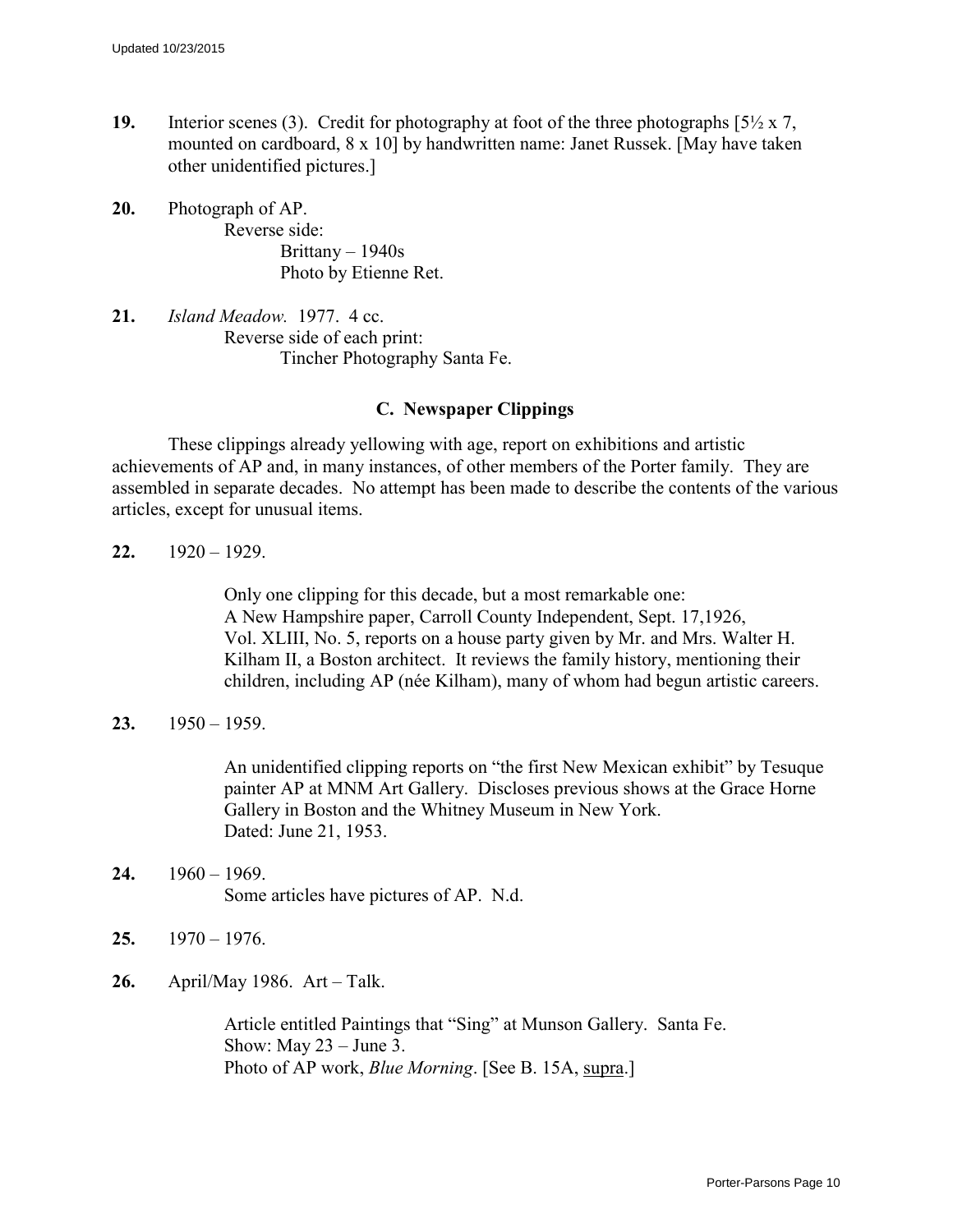**19.** Interior scenes (3). Credit for photography at foot of the three photographs [5½ x 7, mounted on cardboard, 8 x 10] by handwritten name: Janet Russek. [May have taken other unidentified pictures.]

**20.** Photograph of AP.

Reverse side:

Brittany – 1940s
Photo by Etienne Ret.

**21.** *Island Meadow.* 1977. 4 cc.

Reverse side of each print:

Tincher Photography Santa Fe.

### C. Newspaper Clippings

These clippings already yellowing with age, report on exhibitions and artistic achievements of AP and, in many instances, of other members of the Porter family. They are assembled in separate decades. No attempt has been made to describe the contents of the various articles, except for unusual items.

**22.** 1920 – 1929.

Only one clipping for this decade, but a most remarkable one: A New Hampshire paper, Carroll County Independent, Sept. 17,1926, Vol. XLIII, No. 5, reports on a house party given by Mr. and Mrs. Walter H. Kilham II, a Boston architect. It reviews the family history, mentioning their children, including AP (née Kilham), many of whom had begun artistic careers.

**23.** 1950 – 1959.

An unidentified clipping reports on "the first New Mexican exhibit" by Tesuque painter AP at MNM Art Gallery. Discloses previous shows at the Grace Horne Gallery in Boston and the Whitney Museum in New York.
Dated: June 21, 1953.

**24.** 1960 – 1969.

Some articles have pictures of AP. N.d.

**25.** 1970 – 1976.

**26.** April/May 1986. Art – Talk.

Article entitled Paintings that "Sing" at Munson Gallery. Santa Fe.
Show: May 23 – June 3.
Photo of AP work, *Blue Morning*. [See B. 15A, supra.]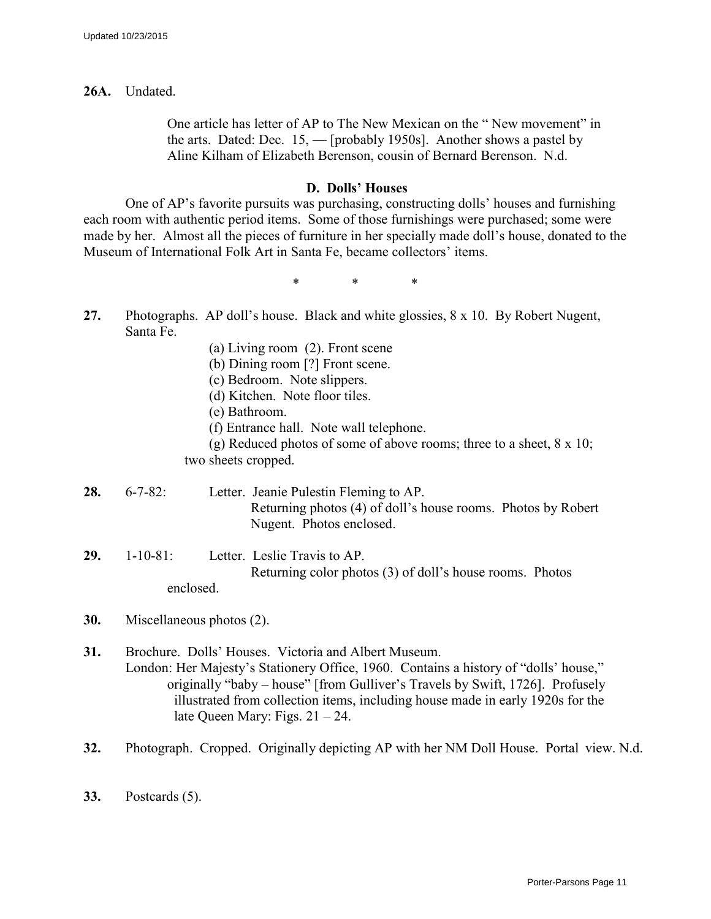**26A.** Undated.

One article has letter of AP to The New Mexican on the " New movement" in the arts. Dated: Dec. 15, — [probably 1950s]. Another shows a pastel by Aline Kilham of Elizabeth Berenson, cousin of Bernard Berenson. N.d.

### D. Dolls' Houses

One of AP's favorite pursuits was purchasing, constructing dolls' houses and furnishing each room with authentic period items. Some of those furnishings were purchased; some were made by her. Almost all the pieces of furniture in her specially made doll's house, donated to the Museum of International Folk Art in Santa Fe, became collectors' items.

\* \* \*

**27.** Photographs. AP doll's house. Black and white glossies, 8 x 10. By Robert Nugent, Santa Fe.

(a) Living room (2). Front scene
(b) Dining room [?] Front scene.
(c) Bedroom. Note slippers.
(d) Kitchen. Note floor tiles.
(e) Bathroom.
(f) Entrance hall. Note wall telephone.
(g) Reduced photos of some of above rooms; three to a sheet, 8 x 10; two sheets cropped.

**28.** 6-7-82: Letter. Jeanie Pulestin Fleming to AP.
Returning photos (4) of doll's house rooms. Photos by Robert Nugent. Photos enclosed.

**29.** 1-10-81: Letter. Leslie Travis to AP.
Returning color photos (3) of doll's house rooms. Photos enclosed.

**30.** Miscellaneous photos (2).

**31.** Brochure. Dolls' Houses. Victoria and Albert Museum.
London: Her Majesty's Stationery Office, 1960. Contains a history of "dolls' house," originally "baby – house" [from Gulliver's Travels by Swift, 1726]. Profusely illustrated from collection items, including house made in early 1920s for the late Queen Mary: Figs. 21 – 24.

**32.** Photograph. Cropped. Originally depicting AP with her NM Doll House. Portal view. N.d.

**33.** Postcards (5).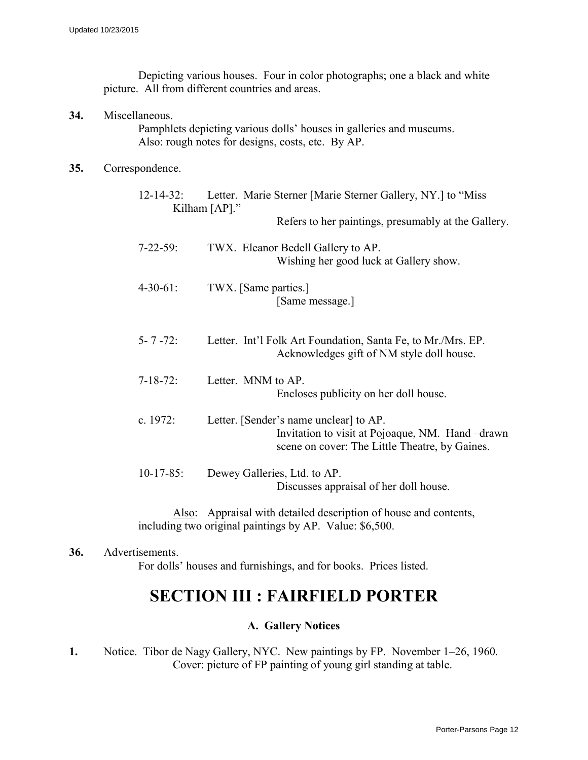Depicting various houses. Four in color photographs; one a black and white picture. All from different countries and areas.

**34.** Miscellaneous.

Pamphlets depicting various dolls' houses in galleries and museums. Also: rough notes for designs, costs, etc. By AP.

**35.** Correspondence.

12-14-32: Letter. Marie Sterner [Marie Sterner Gallery, NY.] to "Miss Kilham [AP]."
Refers to her paintings, presumably at the Gallery.

7-22-59: TWX. Eleanor Bedell Gallery to AP.
Wishing her good luck at Gallery show.

4-30-61: TWX. [Same parties.]
[Same message.]

5- 7 -72: Letter. Int'l Folk Art Foundation, Santa Fe, to Mr./Mrs. EP.
Acknowledges gift of NM style doll house.

7-18-72: Letter. MNM to AP.
Encloses publicity on her doll house.

c. 1972: Letter. [Sender's name unclear] to AP.
Invitation to visit at Pojoaque, NM. Hand –drawn scene on cover: The Little Theatre, by Gaines.

10-17-85: Dewey Galleries, Ltd. to AP.
Discusses appraisal of her doll house.

Also: Appraisal with detailed description of house and contents, including two original paintings by AP. Value: $6,500.

**36.** Advertisements.

For dolls' houses and furnishings, and for books. Prices listed.

# SECTION III : FAIRFIELD PORTER

## A. Gallery Notices

**1.** Notice. Tibor de Nagy Gallery, NYC. New paintings by FP. November 1–26, 1960.
Cover: picture of FP painting of young girl standing at table.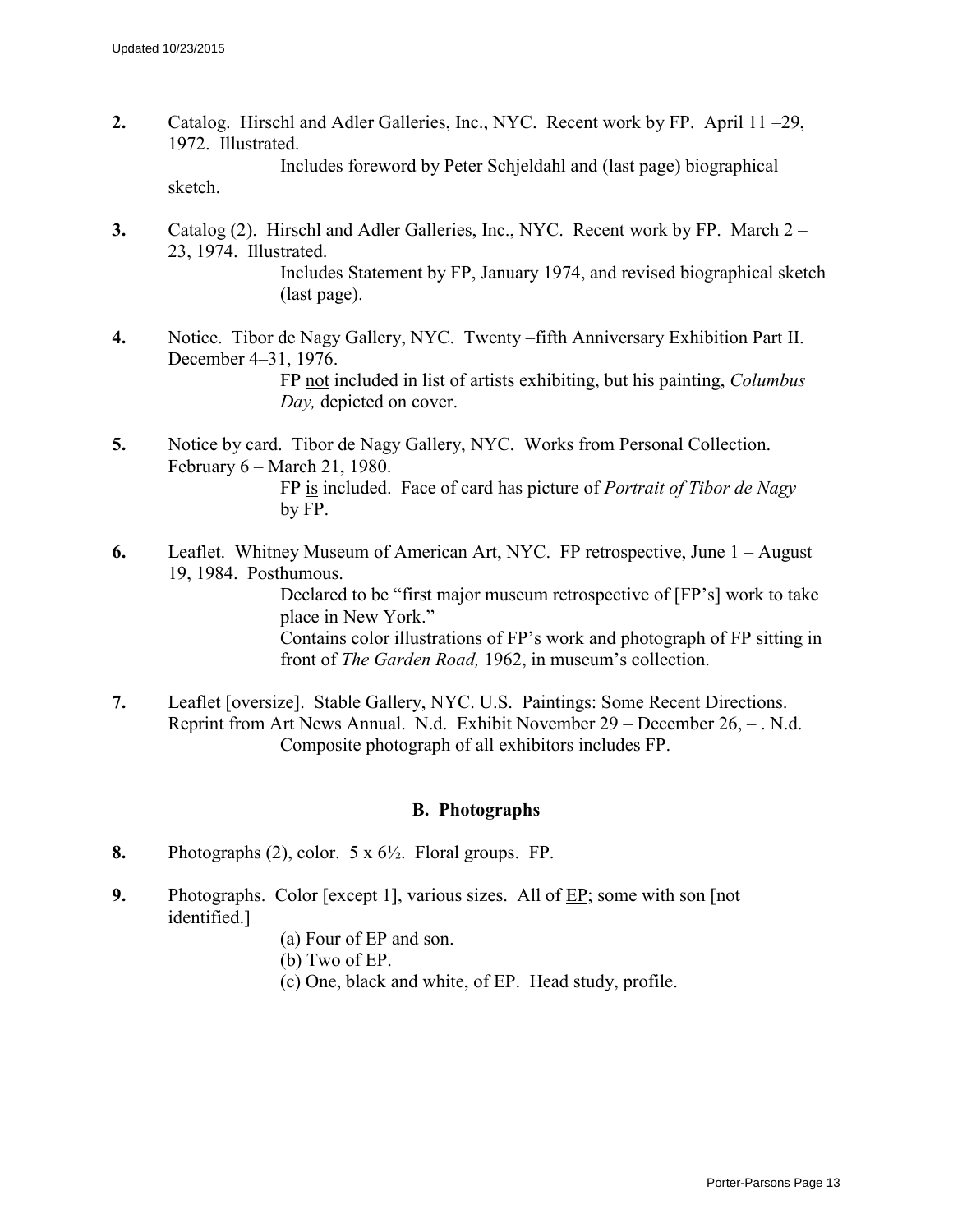**2.** Catalog. Hirschl and Adler Galleries, Inc., NYC. Recent work by FP. April 11 –29, 1972. Illustrated.

Includes foreword by Peter Schjeldahl and (last page) biographical sketch.

**3.** Catalog (2). Hirschl and Adler Galleries, Inc., NYC. Recent work by FP. March 2 – 23, 1974. Illustrated.

Includes Statement by FP, January 1974, and revised biographical sketch (last page).

**4.** Notice. Tibor de Nagy Gallery, NYC. Twenty –fifth Anniversary Exhibition Part II. December 4–31, 1976.

FP <u>not</u> included in list of artists exhibiting, but his painting, *Columbus Day,* depicted on cover.

**5.** Notice by card. Tibor de Nagy Gallery, NYC. Works from Personal Collection. February 6 – March 21, 1980.

FP <u>is</u> included. Face of card has picture of *Portrait of Tibor de Nagy* by FP.

**6.** Leaflet. Whitney Museum of American Art, NYC. FP retrospective, June 1 – August 19, 1984. Posthumous.

Declared to be "first major museum retrospective of [FP's] work to take place in New York."

Contains color illustrations of FP's work and photograph of FP sitting in front of *The Garden Road,* 1962, in museum's collection.

**7.** Leaflet [oversize]. Stable Gallery, NYC. U.S. Paintings: Some Recent Directions. Reprint from Art News Annual. N.d. Exhibit November 29 – December 26, – . N.d.

Composite photograph of all exhibitors includes FP.

### B. Photographs

**8.** Photographs (2), color. 5 x 6½. Floral groups. FP.

**9.** Photographs. Color [except 1], various sizes. All of <u>EP</u>; some with son [not identified.]

(a) Four of EP and son.
(b) Two of EP.
(c) One, black and white, of EP. Head study, profile.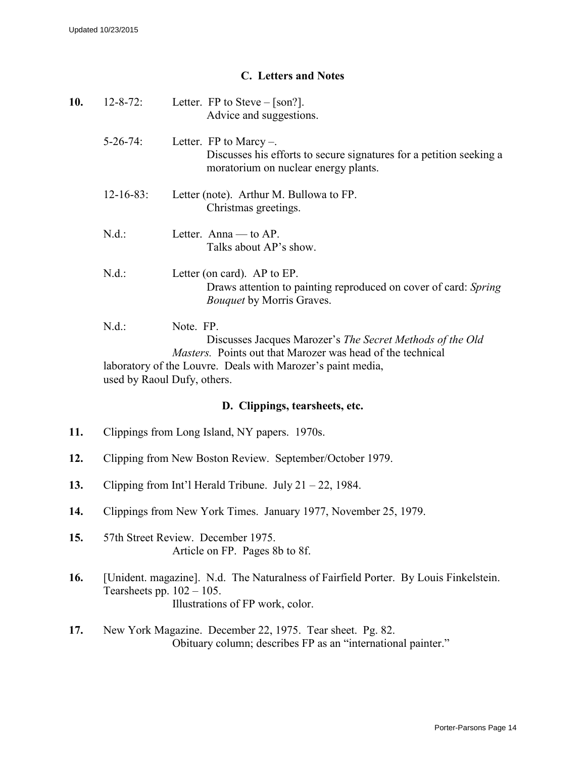### C. Letters and Notes

**10.** 12-8-72: Letter. FP to Steve – [son?].
Advice and suggestions.

5-26-74: Letter. FP to Marcy –.
Discusses his efforts to secure signatures for a petition seeking a moratorium on nuclear energy plants.

12-16-83: Letter (note). Arthur M. Bullowa to FP.
Christmas greetings.

N.d.: Letter. Anna — to AP.
Talks about AP's show.

N.d.: Letter (on card). AP to EP.
Draws attention to painting reproduced on cover of card: *Spring Bouquet* by Morris Graves.

N.d.: Note. FP.
Discusses Jacques Marozer's *The Secret Methods of the Old Masters.* Points out that Marozer was head of the technical laboratory of the Louvre. Deals with Marozer's paint media, used by Raoul Dufy, others.

### D. Clippings, tearsheets, etc.

**11.** Clippings from Long Island, NY papers. 1970s.

**12.** Clipping from New Boston Review. September/October 1979.

**13.** Clipping from Int'l Herald Tribune. July 21 – 22, 1984.

**14.** Clippings from New York Times. January 1977, November 25, 1979.

**15.** 57th Street Review. December 1975.
Article on FP. Pages 8b to 8f.

**16.** [Unident. magazine]. N.d. The Naturalness of Fairfield Porter. By Louis Finkelstein. Tearsheets pp. 102 – 105.
Illustrations of FP work, color.

**17.** New York Magazine. December 22, 1975. Tear sheet. Pg. 82.
Obituary column; describes FP as an "international painter."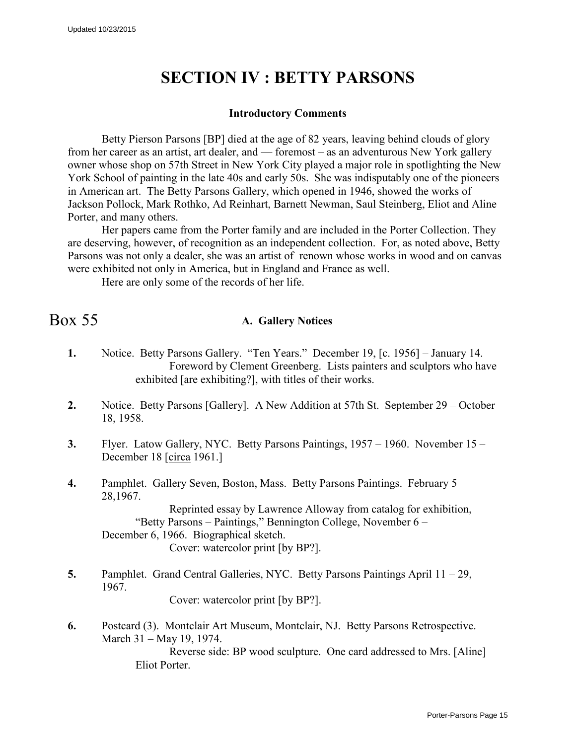# SECTION IV : BETTY PARSONS

### Introductory Comments

Betty Pierson Parsons [BP] died at the age of 82 years, leaving behind clouds of glory from her career as an artist, art dealer, and — foremost – as an adventurous New York gallery owner whose shop on 57th Street in New York City played a major role in spotlighting the New York School of painting in the late 40s and early 50s. She was indisputably one of the pioneers in American art. The Betty Parsons Gallery, which opened in 1946, showed the works of Jackson Pollock, Mark Rothko, Ad Reinhart, Barnett Newman, Saul Steinberg, Eliot and Aline Porter, and many others.

Her papers came from the Porter family and are included in the Porter Collection. They are deserving, however, of recognition as an independent collection. For, as noted above, Betty Parsons was not only a dealer, she was an artist of renown whose works in wood and on canvas were exhibited not only in America, but in England and France as well.

Here are only some of the records of her life.

## Box 55

### A. Gallery Notices

**1.** Notice. Betty Parsons Gallery. "Ten Years." December 19, [c. 1956] – January 14. Foreword by Clement Greenberg. Lists painters and sculptors who have exhibited [are exhibiting?], with titles of their works.

**2.** Notice. Betty Parsons [Gallery]. A New Addition at 57th St. September 29 – October 18, 1958.

**3.** Flyer. Latow Gallery, NYC. Betty Parsons Paintings, 1957 – 1960. November 15 – December 18 [circa 1961.]

**4.** Pamphlet. Gallery Seven, Boston, Mass. Betty Parsons Paintings. February 5 – 28,1967.
Reprinted essay by Lawrence Alloway from catalog for exhibition, "Betty Parsons – Paintings," Bennington College, November 6 – December 6, 1966. Biographical sketch.
Cover: watercolor print [by BP?].

**5.** Pamphlet. Grand Central Galleries, NYC. Betty Parsons Paintings April 11 – 29, 1967.
Cover: watercolor print [by BP?].

**6.** Postcard (3). Montclair Art Museum, Montclair, NJ. Betty Parsons Retrospective. March 31 – May 19, 1974.
Reverse side: BP wood sculpture. One card addressed to Mrs. [Aline] Eliot Porter.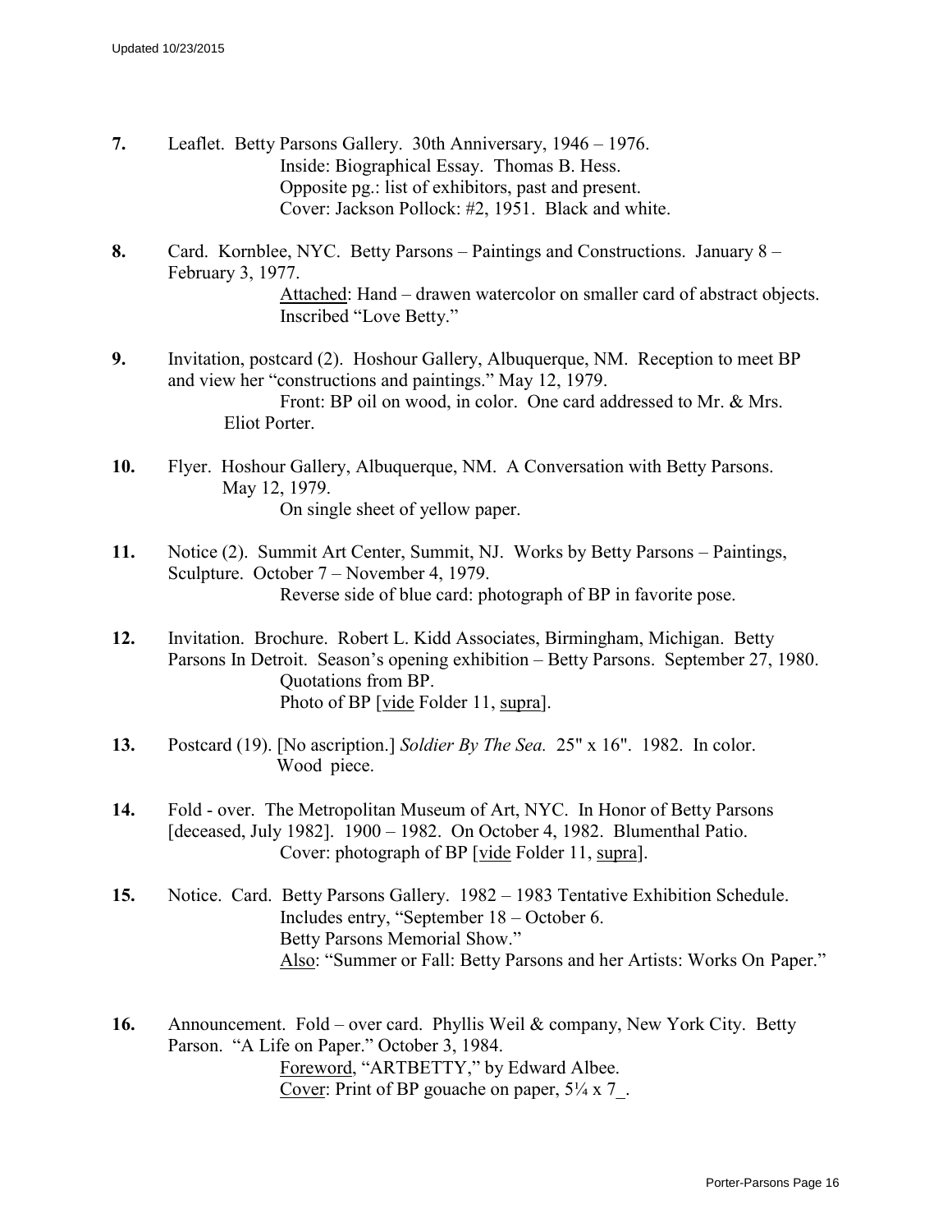**7.** Leaflet. Betty Parsons Gallery. 30th Anniversary, 1946 – 1976.
Inside: Biographical Essay. Thomas B. Hess.
Opposite pg.: list of exhibitors, past and present.
Cover: Jackson Pollock: #2, 1951. Black and white.

**8.** Card. Kornblee, NYC. Betty Parsons – Paintings and Constructions. January 8 – February 3, 1977.
Attached: Hand – drawen watercolor on smaller card of abstract objects. Inscribed "Love Betty."

**9.** Invitation, postcard (2). Hoshour Gallery, Albuquerque, NM. Reception to meet BP and view her "constructions and paintings." May 12, 1979.
Front: BP oil on wood, in color. One card addressed to Mr. & Mrs. Eliot Porter.

**10.** Flyer. Hoshour Gallery, Albuquerque, NM. A Conversation with Betty Parsons. May 12, 1979.
On single sheet of yellow paper.

**11.** Notice (2). Summit Art Center, Summit, NJ. Works by Betty Parsons – Paintings, Sculpture. October 7 – November 4, 1979.
Reverse side of blue card: photograph of BP in favorite pose.

**12.** Invitation. Brochure. Robert L. Kidd Associates, Birmingham, Michigan. Betty Parsons In Detroit. Season's opening exhibition – Betty Parsons. September 27, 1980.
Quotations from BP.
Photo of BP [vide Folder 11, supra].

**13.** Postcard (19). [No ascription.] *Soldier By The Sea.* 25" x 16". 1982. In color. Wood piece.

**14.** Fold - over. The Metropolitan Museum of Art, NYC. In Honor of Betty Parsons [deceased, July 1982]. 1900 – 1982. On October 4, 1982. Blumenthal Patio.
Cover: photograph of BP [vide Folder 11, supra].

**15.** Notice. Card. Betty Parsons Gallery. 1982 – 1983 Tentative Exhibition Schedule.
Includes entry, "September 18 – October 6.
Betty Parsons Memorial Show."
Also: "Summer or Fall: Betty Parsons and her Artists: Works On Paper."

**16.** Announcement. Fold – over card. Phyllis Weil & company, New York City. Betty Parson. "A Life on Paper." October 3, 1984.
Foreword, "ARTBETTY," by Edward Albee.
Cover: Print of BP gouache on paper, 5¼ x 7_.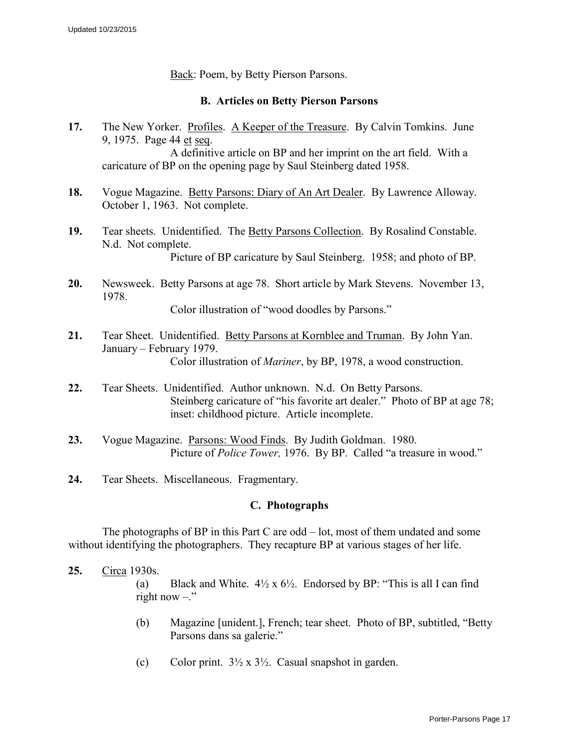Back: Poem, by Betty Pierson Parsons.

### B. Articles on Betty Pierson Parsons

**17.** The New Yorker. Profiles. A Keeper of the Treasure. By Calvin Tomkins. June 9, 1975. Page 44 et seq.

A definitive article on BP and her imprint on the art field. With a caricature of BP on the opening page by Saul Steinberg dated 1958.

**18.** Vogue Magazine. Betty Parsons: Diary of An Art Dealer. By Lawrence Alloway. October 1, 1963. Not complete.

**19.** Tear sheets. Unidentified. The Betty Parsons Collection. By Rosalind Constable. N.d. Not complete.

Picture of BP caricature by Saul Steinberg. 1958; and photo of BP.

**20.** Newsweek. Betty Parsons at age 78. Short article by Mark Stevens. November 13, 1978.

Color illustration of "wood doodles by Parsons."

**21.** Tear Sheet. Unidentified. Betty Parsons at Kornblee and Truman. By John Yan. January – February 1979.

Color illustration of *Mariner*, by BP, 1978, a wood construction.

**22.** Tear Sheets. Unidentified. Author unknown. N.d. On Betty Parsons.

Steinberg caricature of "his favorite art dealer." Photo of BP at age 78; inset: childhood picture. Article incomplete.

**23.** Vogue Magazine. Parsons: Wood Finds. By Judith Goldman. 1980.

Picture of *Police Tower,* 1976. By BP. Called "a treasure in wood."

**24.** Tear Sheets. Miscellaneous. Fragmentary.

### C. Photographs

The photographs of BP in this Part C are odd – lot, most of them undated and some without identifying the photographers. They recapture BP at various stages of her life.

**25.** Circa 1930s.

(a) Black and White. 4½ x 6½. Endorsed by BP: "This is all I can find right now –."

(b) Magazine [unident.], French; tear sheet. Photo of BP, subtitled, "Betty Parsons dans sa galerie."

(c) Color print. 3½ x 3½. Casual snapshot in garden.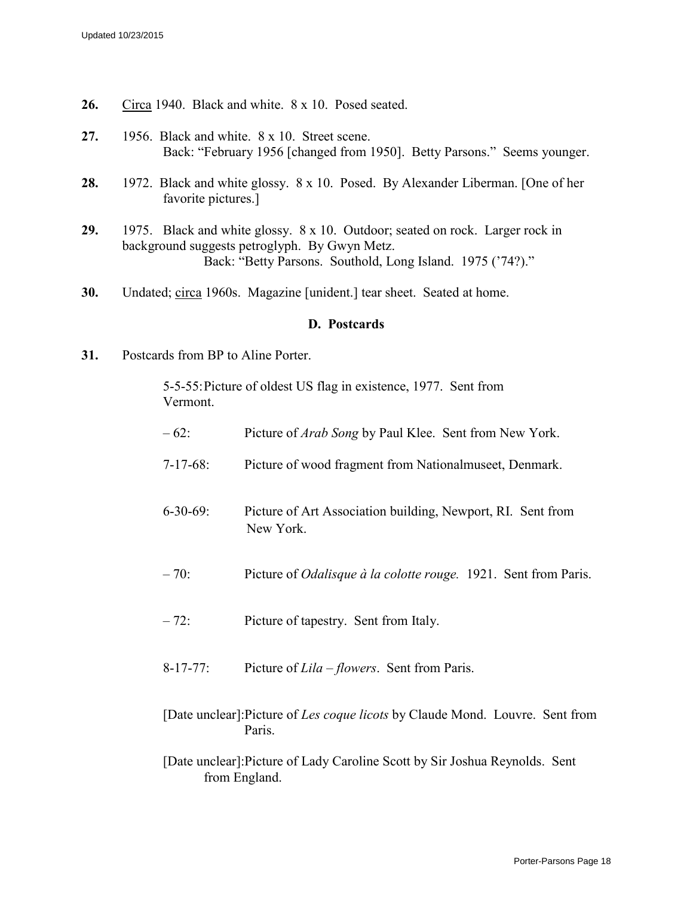**26.** <u>Circa</u> 1940. Black and white. 8 x 10. Posed seated.

**27.** 1956. Black and white. 8 x 10. Street scene.
Back: "February 1956 [changed from 1950]. Betty Parsons." Seems younger.

**28.** 1972. Black and white glossy. 8 x 10. Posed. By Alexander Liberman. [One of her favorite pictures.]

**29.** 1975. Black and white glossy. 8 x 10. Outdoor; seated on rock. Larger rock in background suggests petroglyph. By Gwyn Metz.
Back: "Betty Parsons. Southold, Long Island. 1975 ('74?)."

**30.** Undated; <u>circa</u> 1960s. Magazine [unident.] tear sheet. Seated at home.

### D. Postcards

**31.** Postcards from BP to Aline Porter.

5-5-55: Picture of oldest US flag in existence, 1977. Sent from Vermont.

– 62: Picture of *Arab Song* by Paul Klee. Sent from New York.

7-17-68: Picture of wood fragment from Nationalmuseet, Denmark.

6-30-69: Picture of Art Association building, Newport, RI. Sent from New York.

– 70: Picture of *Odalisque à la colotte rouge.* 1921. Sent from Paris.

– 72: Picture of tapestry. Sent from Italy.

8-17-77: Picture of *Lila – flowers*. Sent from Paris.

[Date unclear]: Picture of *Les coque licots* by Claude Mond. Louvre. Sent from Paris.

[Date unclear]: Picture of Lady Caroline Scott by Sir Joshua Reynolds. Sent from England.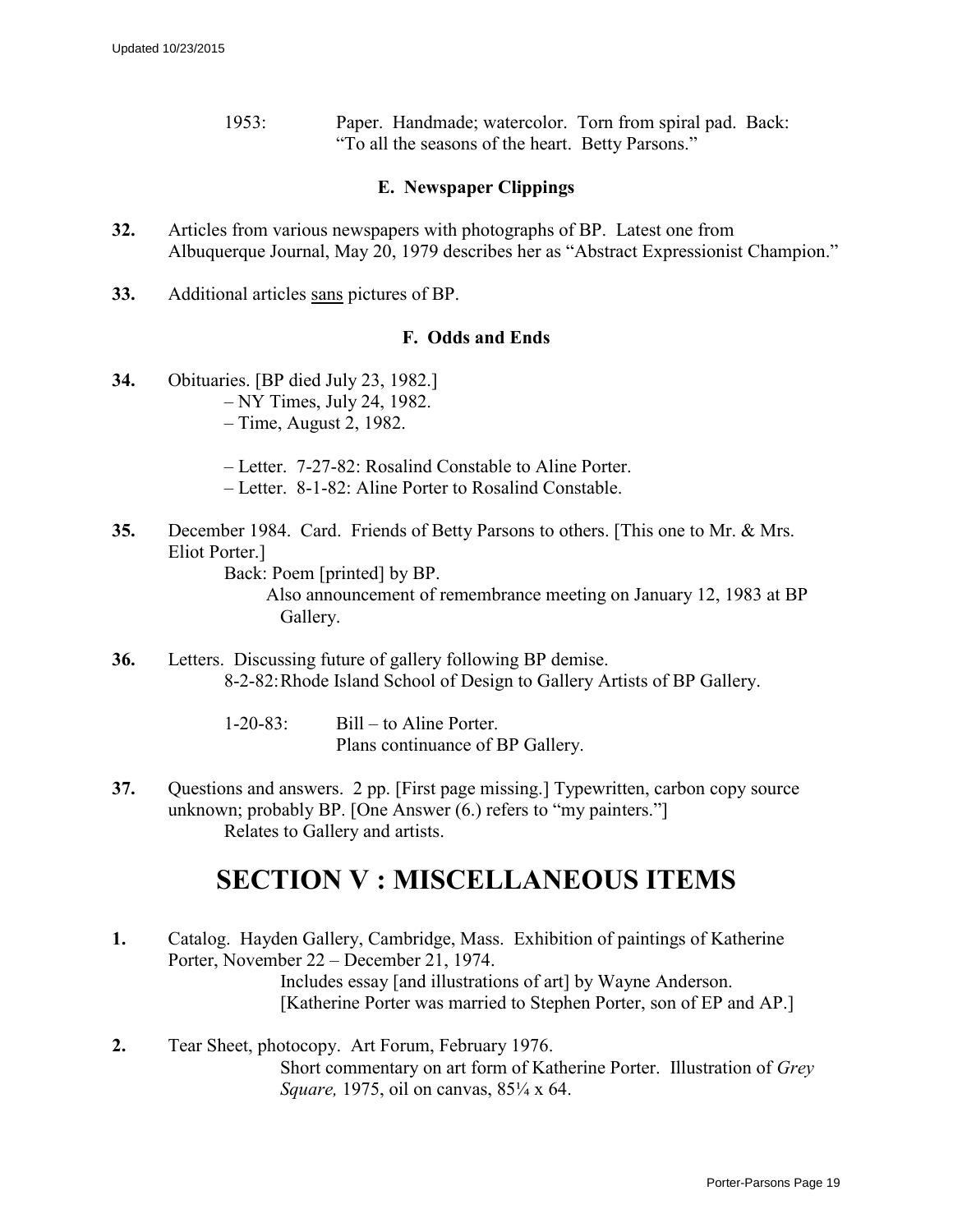1953: Paper. Handmade; watercolor. Torn from spiral pad. Back: "To all the seasons of the heart. Betty Parsons."

### E. Newspaper Clippings

**32.** Articles from various newspapers with photographs of BP. Latest one from Albuquerque Journal, May 20, 1979 describes her as "Abstract Expressionist Champion."

**33.** Additional articles <u>sans</u> pictures of BP.

### F. Odds and Ends

**34.** Obituaries. [BP died July 23, 1982.]
– NY Times, July 24, 1982.
– Time, August 2, 1982.

– Letter. 7-27-82: Rosalind Constable to Aline Porter.
– Letter. 8-1-82: Aline Porter to Rosalind Constable.

**35.** December 1984. Card. Friends of Betty Parsons to others. [This one to Mr. & Mrs. Eliot Porter.]
Back: Poem [printed] by BP.
Also announcement of remembrance meeting on January 12, 1983 at BP Gallery.

**36.** Letters. Discussing future of gallery following BP demise.
8-2-82: Rhode Island School of Design to Gallery Artists of BP Gallery.

1-20-83: Bill – to Aline Porter.
Plans continuance of BP Gallery.

**37.** Questions and answers. 2 pp. [First page missing.] Typewritten, carbon copy source unknown; probably BP. [One Answer (6.) refers to "my painters."]
Relates to Gallery and artists.

## SECTION V : MISCELLANEOUS ITEMS

**1.** Catalog. Hayden Gallery, Cambridge, Mass. Exhibition of paintings of Katherine Porter, November 22 – December 21, 1974.
Includes essay [and illustrations of art] by Wayne Anderson.
[Katherine Porter was married to Stephen Porter, son of EP and AP.]

**2.** Tear Sheet, photocopy. Art Forum, February 1976.
Short commentary on art form of Katherine Porter. Illustration of *Grey Square,* 1975, oil on canvas, 85¼ x 64.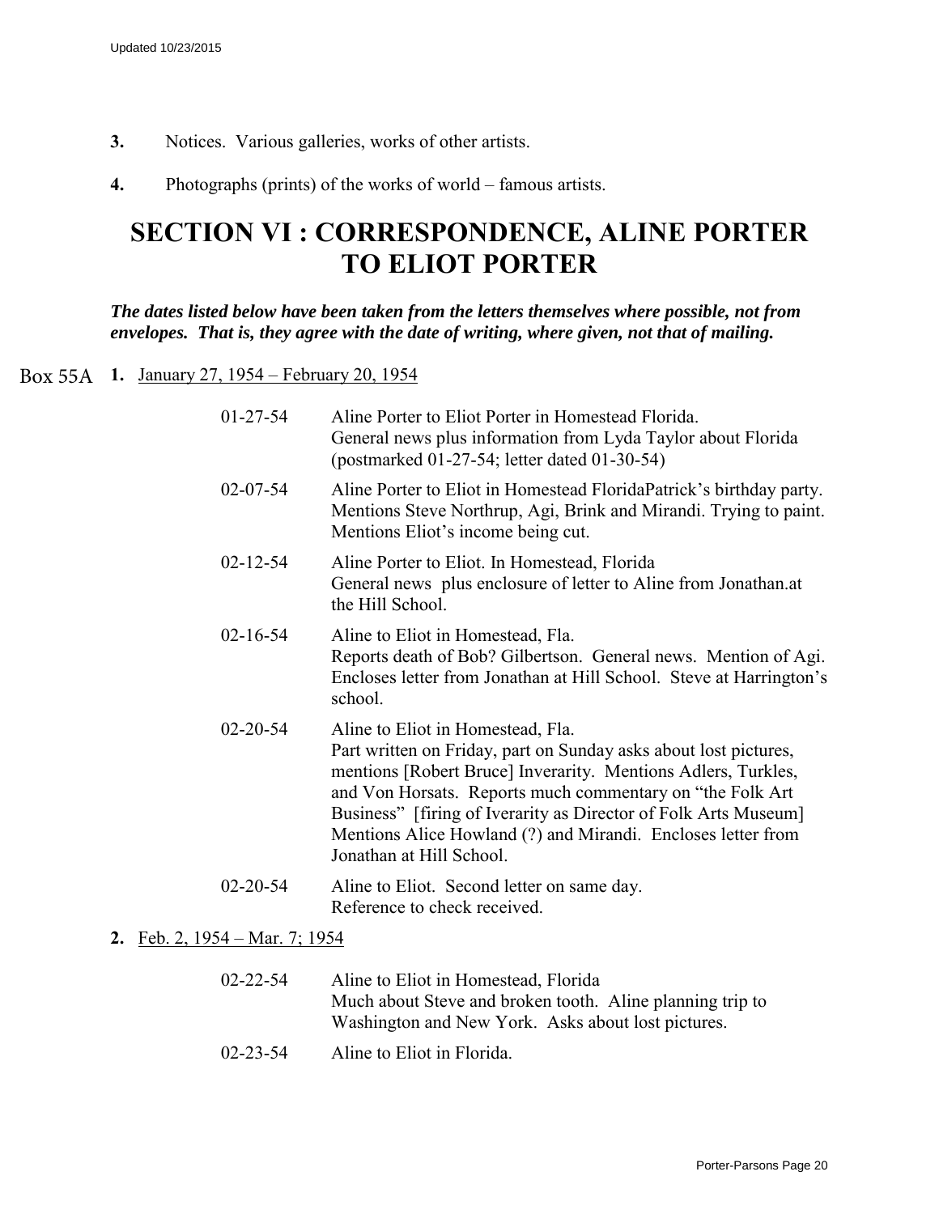**3.** Notices. Various galleries, works of other artists.

**4.** Photographs (prints) of the works of world – famous artists.

# SECTION VI : CORRESPONDENCE, ALINE PORTER TO ELIOT PORTER

***The dates listed below have been taken from the letters themselves where possible, not from envelopes. That is, they agree with the date of writing, where given, not that of mailing.***

Box 55A **1.** January 27, 1954 – February 20, 1954

| | |
|---|---|
| 01-27-54 | Aline Porter to Eliot Porter in Homestead Florida. General news plus information from Lyda Taylor about Florida (postmarked 01-27-54; letter dated 01-30-54) |
| 02-07-54 | Aline Porter to Eliot in Homestead FloridaPatrick's birthday party. Mentions Steve Northrup, Agi, Brink and Mirandi. Trying to paint. Mentions Eliot's income being cut. |
| 02-12-54 | Aline Porter to Eliot. In Homestead, Florida General news plus enclosure of letter to Aline from Jonathan.at the Hill School. |
| 02-16-54 | Aline to Eliot in Homestead, Fla. Reports death of Bob? Gilbertson. General news. Mention of Agi. Encloses letter from Jonathan at Hill School. Steve at Harrington's school. |
| 02-20-54 | Aline to Eliot in Homestead, Fla. Part written on Friday, part on Sunday asks about lost pictures, mentions [Robert Bruce] Inverarity. Mentions Adlers, Turkles, and Von Horsats. Reports much commentary on "the Folk Art Business" [firing of Iverarity as Director of Folk Arts Museum] Mentions Alice Howland (?) and Mirandi. Encloses letter from Jonathan at Hill School. |
| 02-20-54 | Aline to Eliot. Second letter on same day. Reference to check received. |

**2.** Feb. 2, 1954 – Mar. 7; 1954

| | |
|---|---|
| 02-22-54 | Aline to Eliot in Homestead, Florida Much about Steve and broken tooth. Aline planning trip to Washington and New York. Asks about lost pictures. |
| 02-23-54 | Aline to Eliot in Florida. |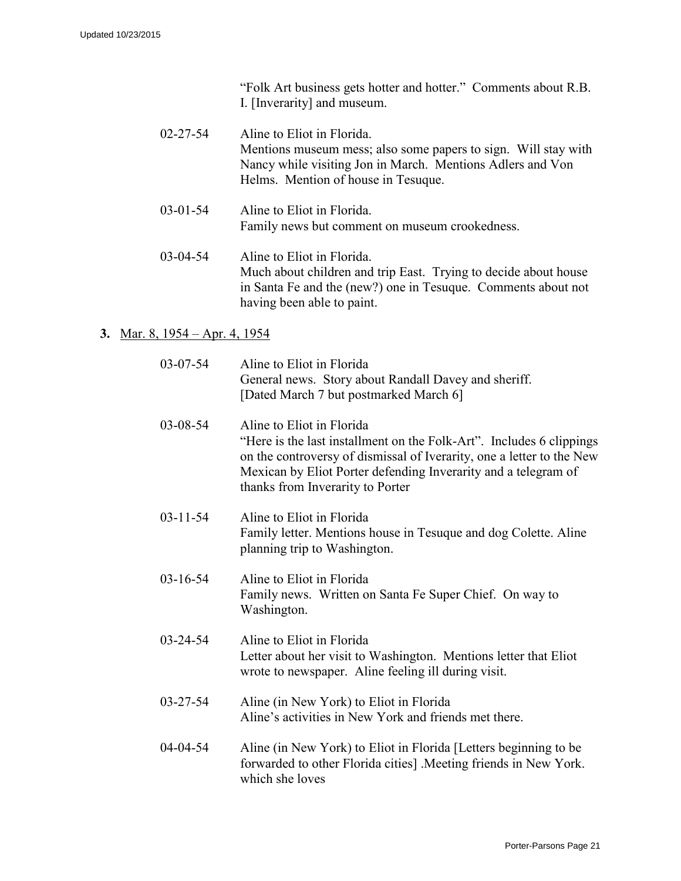"Folk Art business gets hotter and hotter." Comments about R.B. I. [Inverarity] and museum.

02-27-54 Aline to Eliot in Florida.
Mentions museum mess; also some papers to sign. Will stay with Nancy while visiting Jon in March. Mentions Adlers and Von Helms. Mention of house in Tesuque.

03-01-54 Aline to Eliot in Florida.
Family news but comment on museum crookedness.

03-04-54 Aline to Eliot in Florida.
Much about children and trip East. Trying to decide about house in Santa Fe and the (new?) one in Tesuque. Comments about not having been able to paint.

**3.** Mar. 8, 1954 – Apr. 4, 1954

03-07-54 Aline to Eliot in Florida
General news. Story about Randall Davey and sheriff.
[Dated March 7 but postmarked March 6]

03-08-54 Aline to Eliot in Florida
"Here is the last installment on the Folk-Art". Includes 6 clippings on the controversy of dismissal of Iverarity, one a letter to the New Mexican by Eliot Porter defending Inverarity and a telegram of thanks from Inverarity to Porter

03-11-54 Aline to Eliot in Florida
Family letter. Mentions house in Tesuque and dog Colette. Aline planning trip to Washington.

03-16-54 Aline to Eliot in Florida
Family news. Written on Santa Fe Super Chief. On way to Washington.

03-24-54 Aline to Eliot in Florida
Letter about her visit to Washington. Mentions letter that Eliot wrote to newspaper. Aline feeling ill during visit.

03-27-54 Aline (in New York) to Eliot in Florida
Aline's activities in New York and friends met there.

04-04-54 Aline (in New York) to Eliot in Florida [Letters beginning to be forwarded to other Florida cities] .Meeting friends in New York. which she loves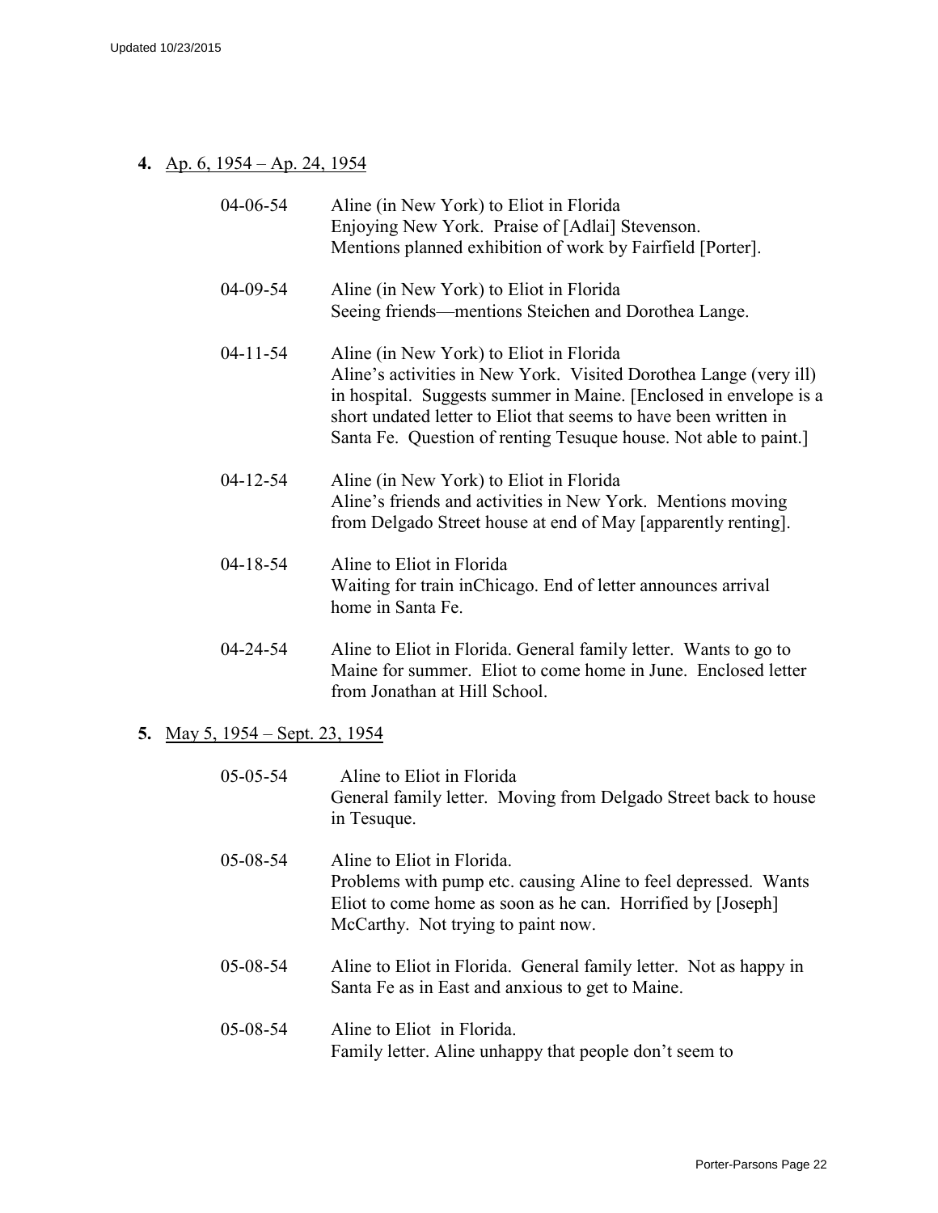**4.** Ap. 6, 1954 – Ap. 24, 1954

| | |
|---|---|
| 04-06-54 | Aline (in New York) to Eliot in Florida<br>Enjoying New York. Praise of [Adlai] Stevenson.<br>Mentions planned exhibition of work by Fairfield [Porter]. |
| 04-09-54 | Aline (in New York) to Eliot in Florida<br>Seeing friends—mentions Steichen and Dorothea Lange. |
| 04-11-54 | Aline (in New York) to Eliot in Florida<br>Aline's activities in New York. Visited Dorothea Lange (very ill) in hospital. Suggests summer in Maine. [Enclosed in envelope is a short undated letter to Eliot that seems to have been written in Santa Fe. Question of renting Tesuque house. Not able to paint.] |
| 04-12-54 | Aline (in New York) to Eliot in Florida<br>Aline's friends and activities in New York. Mentions moving from Delgado Street house at end of May [apparently renting]. |
| 04-18-54 | Aline to Eliot in Florida<br>Waiting for train inChicago. End of letter announces arrival home in Santa Fe. |
| 04-24-54 | Aline to Eliot in Florida. General family letter. Wants to go to Maine for summer. Eliot to come home in June. Enclosed letter from Jonathan at Hill School. |

**5.** May 5, 1954 – Sept. 23, 1954

| | |
|---|---|
| 05-05-54 | Aline to Eliot in Florida<br>General family letter. Moving from Delgado Street back to house in Tesuque. |
| 05-08-54 | Aline to Eliot in Florida.<br>Problems with pump etc. causing Aline to feel depressed. Wants Eliot to come home as soon as he can. Horrified by [Joseph] McCarthy. Not trying to paint now. |
| 05-08-54 | Aline to Eliot in Florida. General family letter. Not as happy in Santa Fe as in East and anxious to get to Maine. |
| 05-08-54 | Aline to Eliot in Florida.<br>Family letter. Aline unhappy that people don't seem to |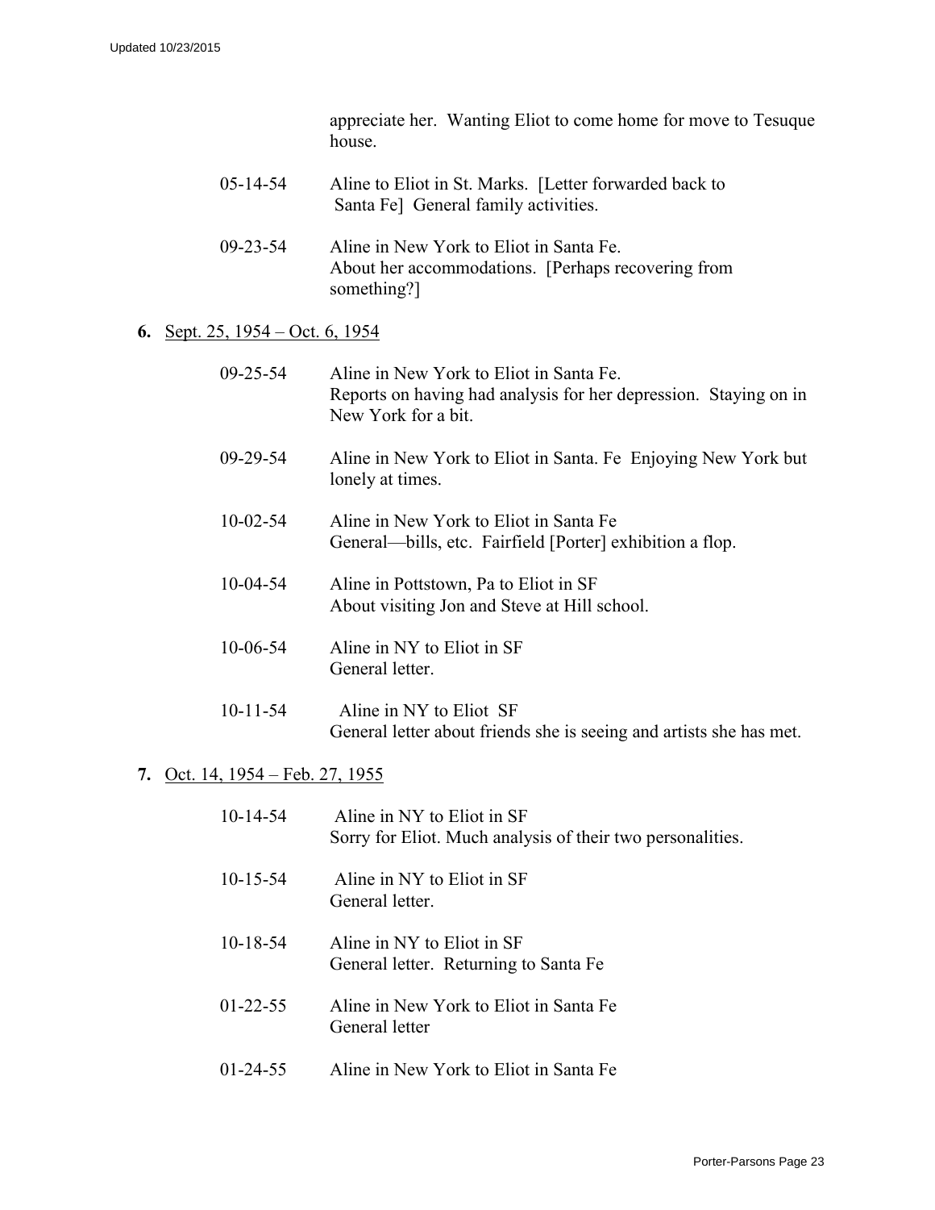appreciate her. Wanting Eliot to come home for move to Tesuque house.

05-14-54 Aline to Eliot in St. Marks. [Letter forwarded back to Santa Fe] General family activities.

09-23-54 Aline in New York to Eliot in Santa Fe.
About her accommodations. [Perhaps recovering from something?]

**6.** Sept. 25, 1954 – Oct. 6, 1954

09-25-54 Aline in New York to Eliot in Santa Fe.
Reports on having had analysis for her depression. Staying on in New York for a bit.

09-29-54 Aline in New York to Eliot in Santa. Fe Enjoying New York but lonely at times.

10-02-54 Aline in New York to Eliot in Santa Fe
General—bills, etc. Fairfield [Porter] exhibition a flop.

10-04-54 Aline in Pottstown, Pa to Eliot in SF
About visiting Jon and Steve at Hill school.

10-06-54 Aline in NY to Eliot in SF
General letter.

10-11-54 Aline in NY to Eliot SF
General letter about friends she is seeing and artists she has met.

**7.** Oct. 14, 1954 – Feb. 27, 1955

10-14-54 Aline in NY to Eliot in SF
Sorry for Eliot. Much analysis of their two personalities.

10-15-54 Aline in NY to Eliot in SF
General letter.

10-18-54 Aline in NY to Eliot in SF
General letter. Returning to Santa Fe

01-22-55 Aline in New York to Eliot in Santa Fe
General letter

01-24-55 Aline in New York to Eliot in Santa Fe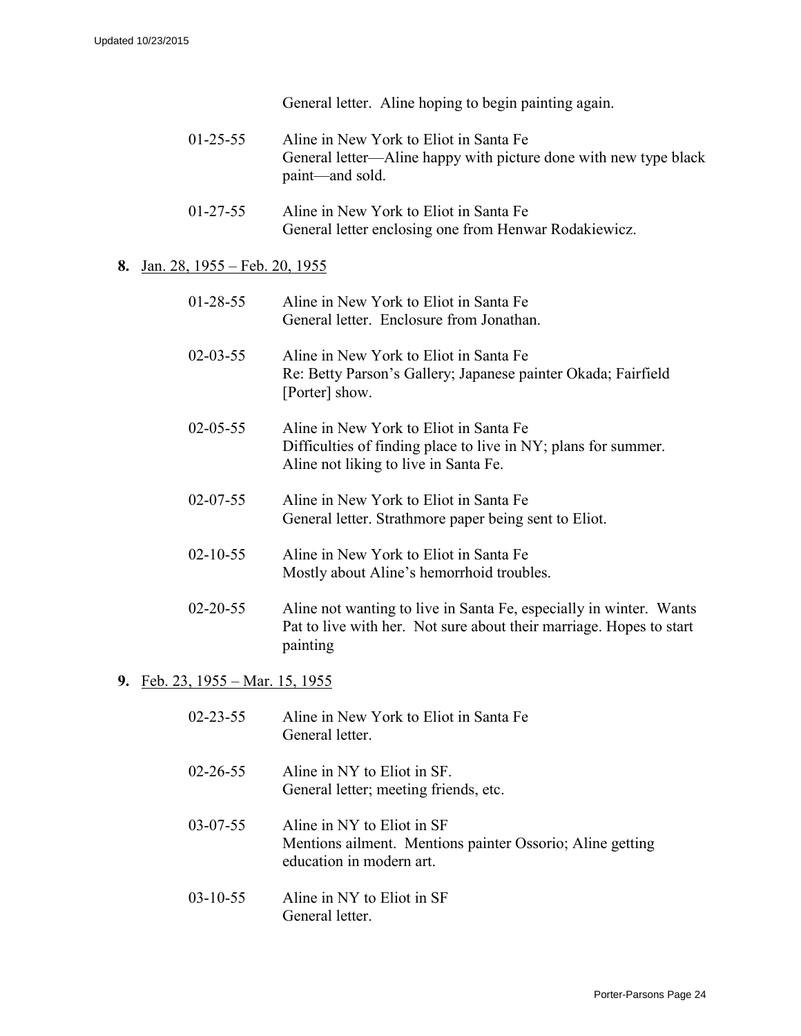General letter. Aline hoping to begin painting again.

| | |
|---|---|
| 01-25-55 | Aline in New York to Eliot in Santa Fe<br>General letter—Aline happy with picture done with new type black paint—and sold. |
| 01-27-55 | Aline in New York to Eliot in Santa Fe<br>General letter enclosing one from Henwar Rodakiewicz. |

**8.** <u>Jan. 28, 1955 – Feb. 20, 1955</u>

| | |
|---|---|
| 01-28-55 | Aline in New York to Eliot in Santa Fe<br>General letter. Enclosure from Jonathan. |
| 02-03-55 | Aline in New York to Eliot in Santa Fe<br>Re: Betty Parson's Gallery; Japanese painter Okada; Fairfield [Porter] show. |
| 02-05-55 | Aline in New York to Eliot in Santa Fe<br>Difficulties of finding place to live in NY; plans for summer. Aline not liking to live in Santa Fe. |
| 02-07-55 | Aline in New York to Eliot in Santa Fe<br>General letter. Strathmore paper being sent to Eliot. |
| 02-10-55 | Aline in New York to Eliot in Santa Fe<br>Mostly about Aline's hemorrhoid troubles. |
| 02-20-55 | Aline not wanting to live in Santa Fe, especially in winter. Wants Pat to live with her. Not sure about their marriage. Hopes to start painting |

**9.** <u>Feb. 23, 1955 – Mar. 15, 1955</u>

| | |
|---|---|
| 02-23-55 | Aline in New York to Eliot in Santa Fe<br>General letter. |
| 02-26-55 | Aline in NY to Eliot in SF.<br>General letter; meeting friends, etc. |
| 03-07-55 | Aline in NY to Eliot in SF<br>Mentions ailment. Mentions painter Ossorio; Aline getting education in modern art. |
| 03-10-55 | Aline in NY to Eliot in SF<br>General letter. |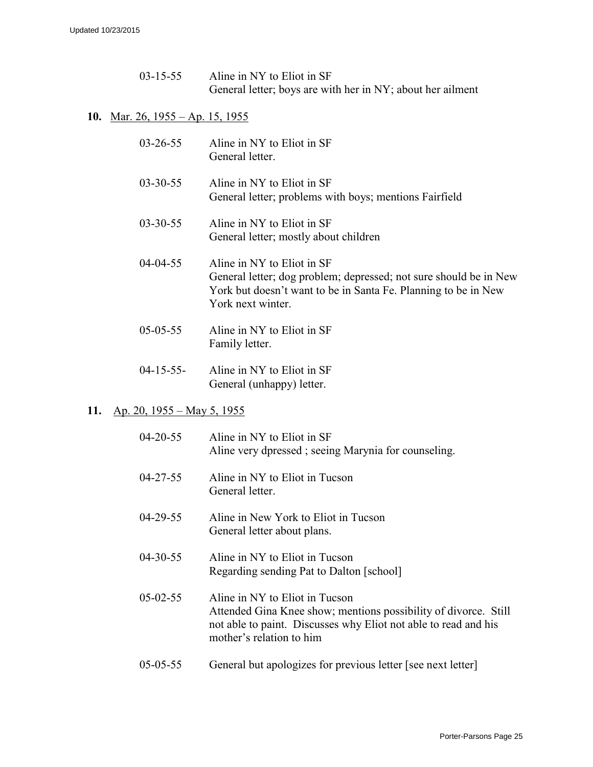03-15-55 Aline in NY to Eliot in SF
General letter; boys are with her in NY; about her ailment

**10.** Mar. 26, 1955 – Ap. 15, 1955

03-26-55 Aline in NY to Eliot in SF
General letter.

03-30-55 Aline in NY to Eliot in SF
General letter; problems with boys; mentions Fairfield

03-30-55 Aline in NY to Eliot in SF
General letter; mostly about children

04-04-55 Aline in NY to Eliot in SF
General letter; dog problem; depressed; not sure should be in New York but doesn't want to be in Santa Fe. Planning to be in New York next winter.

05-05-55 Aline in NY to Eliot in SF
Family letter.

04-15-55- Aline in NY to Eliot in SF
General (unhappy) letter.

**11.** Ap. 20, 1955 – May 5, 1955

04-20-55 Aline in NY to Eliot in SF
Aline very dpressed ; seeing Marynia for counseling.

04-27-55 Aline in NY to Eliot in Tucson
General letter.

04-29-55 Aline in New York to Eliot in Tucson
General letter about plans.

04-30-55 Aline in NY to Eliot in Tucson
Regarding sending Pat to Dalton [school]

05-02-55 Aline in NY to Eliot in Tucson
Attended Gina Knee show; mentions possibility of divorce. Still not able to paint. Discusses why Eliot not able to read and his mother's relation to him

05-05-55 General but apologizes for previous letter [see next letter]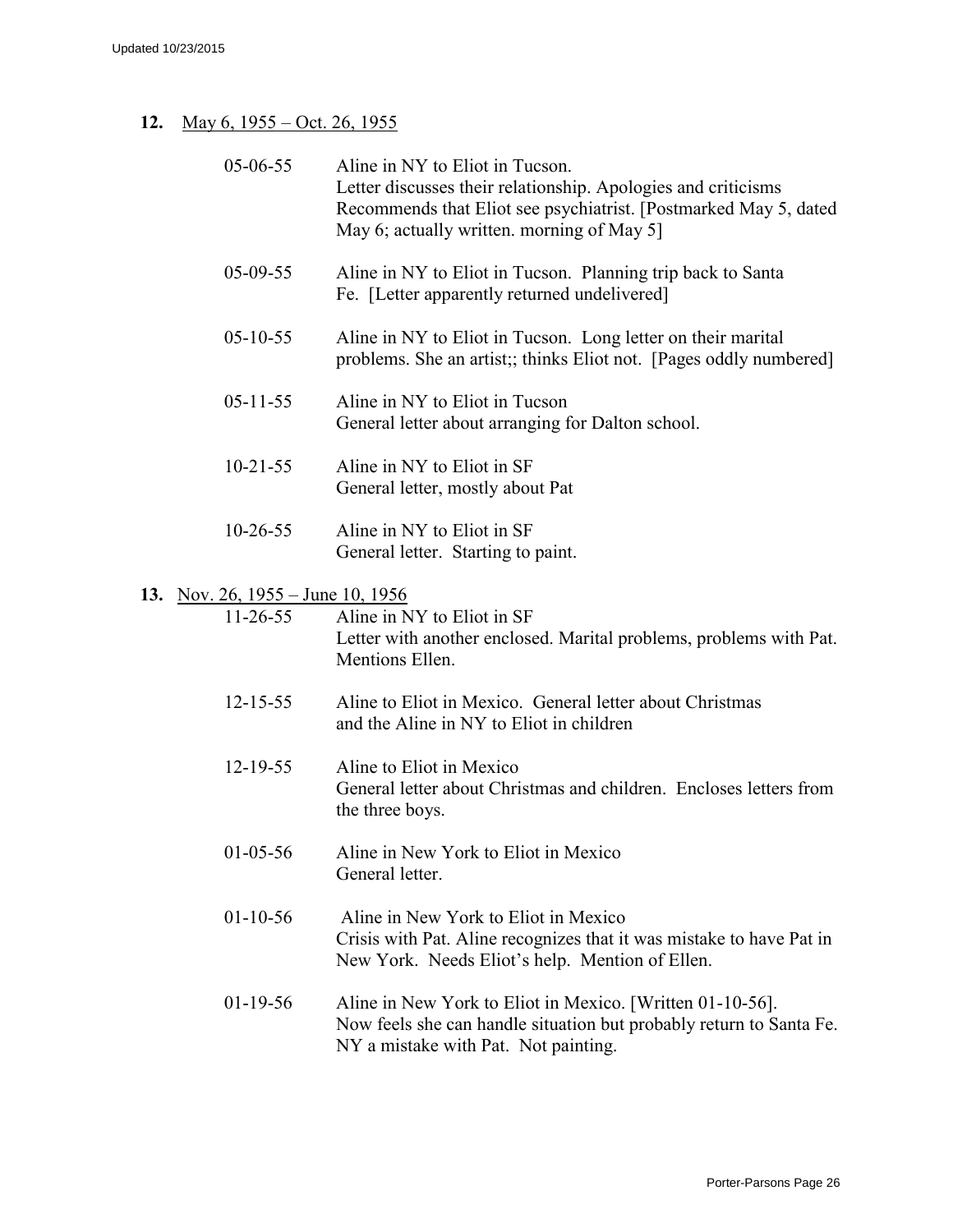**12.** May 6, 1955 – Oct. 26, 1955

| | |
|---|---|
| 05-06-55 | Aline in NY to Eliot in Tucson. Letter discusses their relationship. Apologies and criticisms Recommends that Eliot see psychiatrist. [Postmarked May 5, dated May 6; actually written. morning of May 5] |
| 05-09-55 | Aline in NY to Eliot in Tucson. Planning trip back to Santa Fe. [Letter apparently returned undelivered] |
| 05-10-55 | Aline in NY to Eliot in Tucson. Long letter on their marital problems. She an artist;; thinks Eliot not. [Pages oddly numbered] |
| 05-11-55 | Aline in NY to Eliot in Tucson General letter about arranging for Dalton school. |
| 10-21-55 | Aline in NY to Eliot in SF General letter, mostly about Pat |
| 10-26-55 | Aline in NY to Eliot in SF General letter. Starting to paint. |

**13.** Nov. 26, 1955 – June 10, 1956

| | |
|---|---|
| 11-26-55 | Aline in NY to Eliot in SF Letter with another enclosed. Marital problems, problems with Pat. Mentions Ellen. |
| 12-15-55 | Aline to Eliot in Mexico. General letter about Christmas and the Aline in NY to Eliot in children |
| 12-19-55 | Aline to Eliot in Mexico General letter about Christmas and children. Encloses letters from the three boys. |
| 01-05-56 | Aline in New York to Eliot in Mexico General letter. |
| 01-10-56 | Aline in New York to Eliot in Mexico Crisis with Pat. Aline recognizes that it was mistake to have Pat in New York. Needs Eliot's help. Mention of Ellen. |
| 01-19-56 | Aline in New York to Eliot in Mexico. [Written 01-10-56]. Now feels she can handle situation but probably return to Santa Fe. NY a mistake with Pat. Not painting. |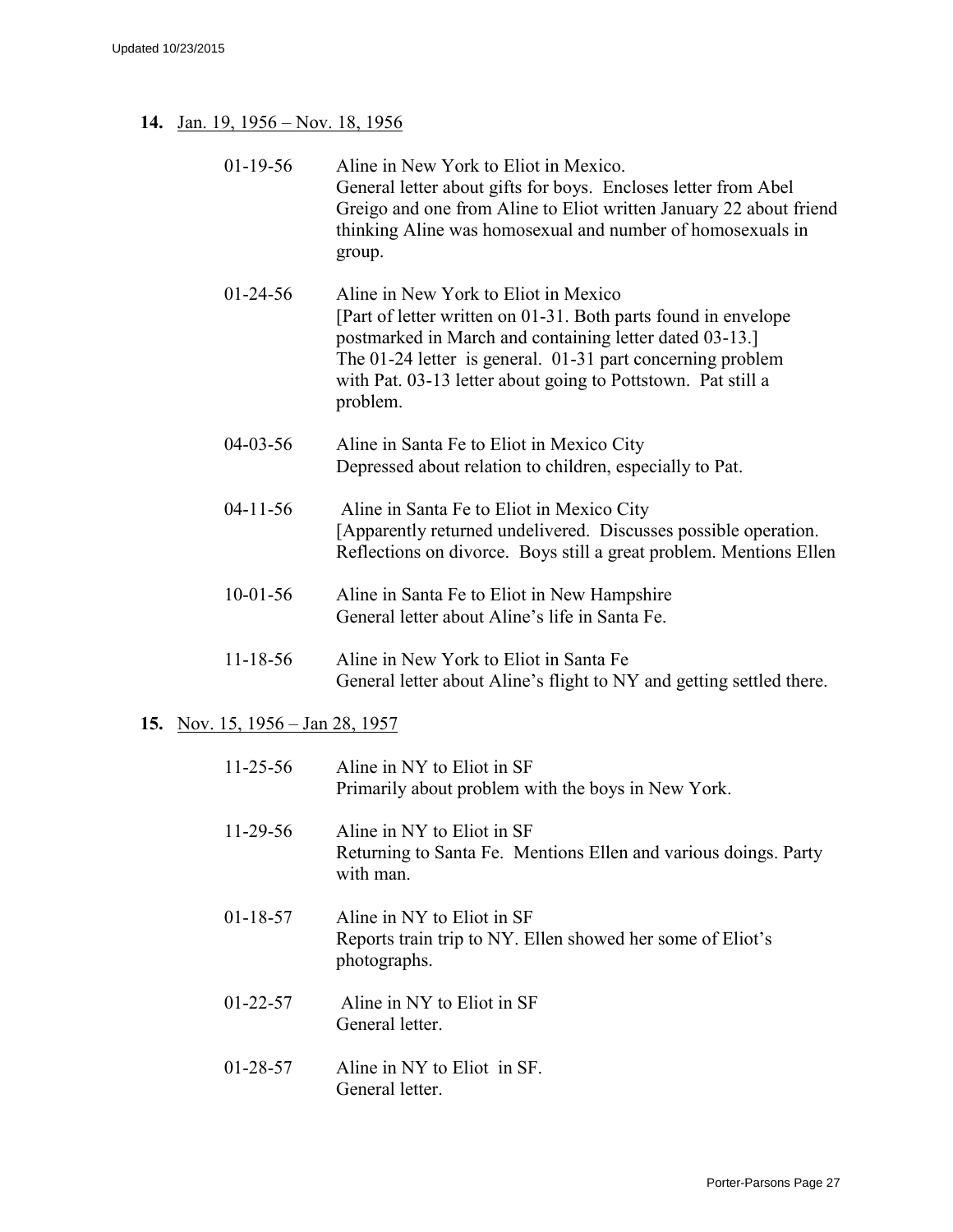**14.** Jan. 19, 1956 – Nov. 18, 1956

01-19-56 Aline in New York to Eliot in Mexico.
General letter about gifts for boys. Encloses letter from Abel Greigo and one from Aline to Eliot written January 22 about friend thinking Aline was homosexual and number of homosexuals in group.

01-24-56 Aline in New York to Eliot in Mexico
[Part of letter written on 01-31. Both parts found in envelope postmarked in March and containing letter dated 03-13.]
The 01-24 letter is general. 01-31 part concerning problem with Pat. 03-13 letter about going to Pottstown. Pat still a problem.

04-03-56 Aline in Santa Fe to Eliot in Mexico City
Depressed about relation to children, especially to Pat.

04-11-56 Aline in Santa Fe to Eliot in Mexico City
[Apparently returned undelivered. Discusses possible operation. Reflections on divorce. Boys still a great problem. Mentions Ellen

10-01-56 Aline in Santa Fe to Eliot in New Hampshire
General letter about Aline's life in Santa Fe.

11-18-56 Aline in New York to Eliot in Santa Fe
General letter about Aline's flight to NY and getting settled there.

**15.** Nov. 15, 1956 – Jan 28, 1957

11-25-56 Aline in NY to Eliot in SF
Primarily about problem with the boys in New York.

11-29-56 Aline in NY to Eliot in SF
Returning to Santa Fe. Mentions Ellen and various doings. Party with man.

01-18-57 Aline in NY to Eliot in SF
Reports train trip to NY. Ellen showed her some of Eliot's photographs.

01-22-57 Aline in NY to Eliot in SF
General letter.

01-28-57 Aline in NY to Eliot in SF.
General letter.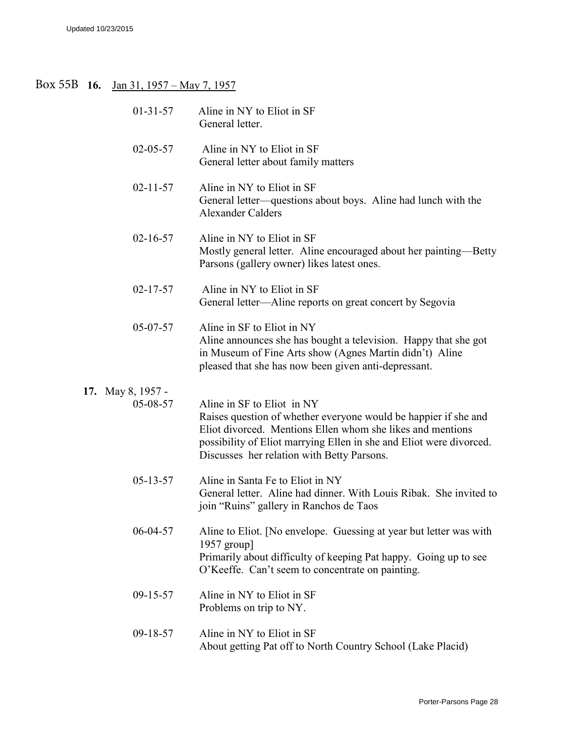Box 55B **16.** Jan 31, 1957 – May 7, 1957

01-31-57 Aline in NY to Eliot in SF
General letter.

02-05-57 Aline in NY to Eliot in SF
General letter about family matters

02-11-57 Aline in NY to Eliot in SF
General letter—questions about boys. Aline had lunch with the Alexander Calders

02-16-57 Aline in NY to Eliot in SF
Mostly general letter. Aline encouraged about her painting—Betty Parsons (gallery owner) likes latest ones.

02-17-57 Aline in NY to Eliot in SF
General letter—Aline reports on great concert by Segovia

05-07-57 Aline in SF to Eliot in NY
Aline announces she has bought a television. Happy that she got in Museum of Fine Arts show (Agnes Martin didn't) Aline pleased that she has now been given anti-depressant.

**17.** May 8, 1957 -

05-08-57 Aline in SF to Eliot in NY
Raises question of whether everyone would be happier if she and Eliot divorced. Mentions Ellen whom she likes and mentions possibility of Eliot marrying Ellen in she and Eliot were divorced. Discusses her relation with Betty Parsons.

05-13-57 Aline in Santa Fe to Eliot in NY
General letter. Aline had dinner. With Louis Ribak. She invited to join "Ruins" gallery in Ranchos de Taos

06-04-57 Aline to Eliot. [No envelope. Guessing at year but letter was with 1957 group]
Primarily about difficulty of keeping Pat happy. Going up to see O'Keeffe. Can't seem to concentrate on painting.

09-15-57 Aline in NY to Eliot in SF
Problems on trip to NY.

09-18-57 Aline in NY to Eliot in SF
About getting Pat off to North Country School (Lake Placid)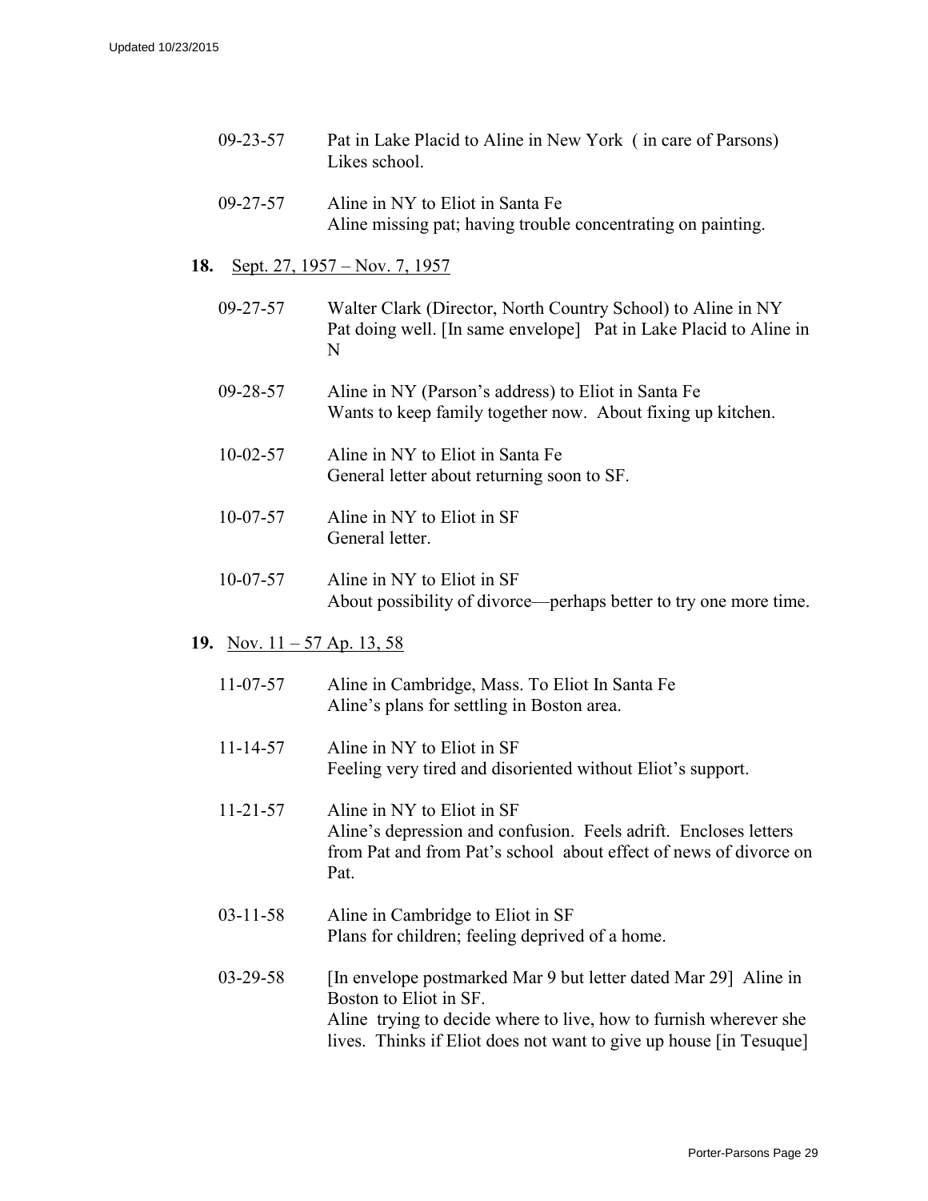09-23-57 Pat in Lake Placid to Aline in New York ( in care of Parsons)
Likes school.

09-27-57 Aline in NY to Eliot in Santa Fe
Aline missing pat; having trouble concentrating on painting.

**18.** Sept. 27, 1957 – Nov. 7, 1957

09-27-57 Walter Clark (Director, North Country School) to Aline in NY
Pat doing well. [In same envelope] Pat in Lake Placid to Aline in N

09-28-57 Aline in NY (Parson's address) to Eliot in Santa Fe
Wants to keep family together now. About fixing up kitchen.

10-02-57 Aline in NY to Eliot in Santa Fe
General letter about returning soon to SF.

10-07-57 Aline in NY to Eliot in SF
General letter.

10-07-57 Aline in NY to Eliot in SF
About possibility of divorce—perhaps better to try one more time.

**19.** Nov. 11 – 57 Ap. 13, 58

11-07-57 Aline in Cambridge, Mass. To Eliot In Santa Fe
Aline's plans for settling in Boston area.

11-14-57 Aline in NY to Eliot in SF
Feeling very tired and disoriented without Eliot's support.

11-21-57 Aline in NY to Eliot in SF
Aline's depression and confusion. Feels adrift. Encloses letters from Pat and from Pat's school about effect of news of divorce on Pat.

03-11-58 Aline in Cambridge to Eliot in SF
Plans for children; feeling deprived of a home.

03-29-58 [In envelope postmarked Mar 9 but letter dated Mar 29] Aline in Boston to Eliot in SF.
Aline trying to decide where to live, how to furnish wherever she lives. Thinks if Eliot does not want to give up house [in Tesuque]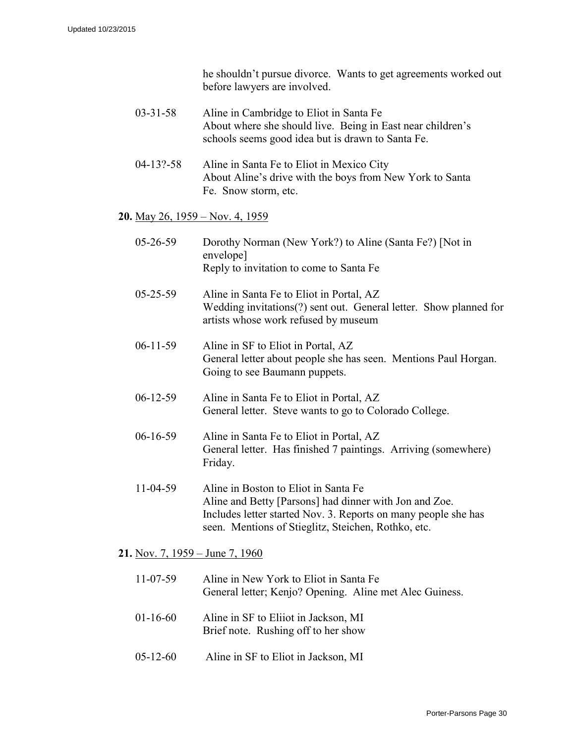he shouldn't pursue divorce. Wants to get agreements worked out before lawyers are involved.

03-31-58 Aline in Cambridge to Eliot in Santa Fe
About where she should live. Being in East near children's schools seems good idea but is drawn to Santa Fe.

04-13?-58 Aline in Santa Fe to Eliot in Mexico City
About Aline's drive with the boys from New York to Santa Fe. Snow storm, etc.

**20.** May 26, 1959 – Nov. 4, 1959

05-26-59 Dorothy Norman (New York?) to Aline (Santa Fe?) [Not in envelope]
Reply to invitation to come to Santa Fe

05-25-59 Aline in Santa Fe to Eliot in Portal, AZ
Wedding invitations(?) sent out. General letter. Show planned for artists whose work refused by museum

06-11-59 Aline in SF to Eliot in Portal, AZ
General letter about people she has seen. Mentions Paul Horgan. Going to see Baumann puppets.

06-12-59 Aline in Santa Fe to Eliot in Portal, AZ
General letter. Steve wants to go to Colorado College.

06-16-59 Aline in Santa Fe to Eliot in Portal, AZ
General letter. Has finished 7 paintings. Arriving (somewhere) Friday.

11-04-59 Aline in Boston to Eliot in Santa Fe
Aline and Betty [Parsons] had dinner with Jon and Zoe. Includes letter started Nov. 3. Reports on many people she has seen. Mentions of Stieglitz, Steichen, Rothko, etc.

**21.** Nov. 7, 1959 – June 7, 1960

11-07-59 Aline in New York to Eliot in Santa Fe
General letter; Kenjo? Opening. Aline met Alec Guiness.

01-16-60 Aline in SF to Eliiot in Jackson, MI
Brief note. Rushing off to her show

05-12-60 Aline in SF to Eliot in Jackson, MI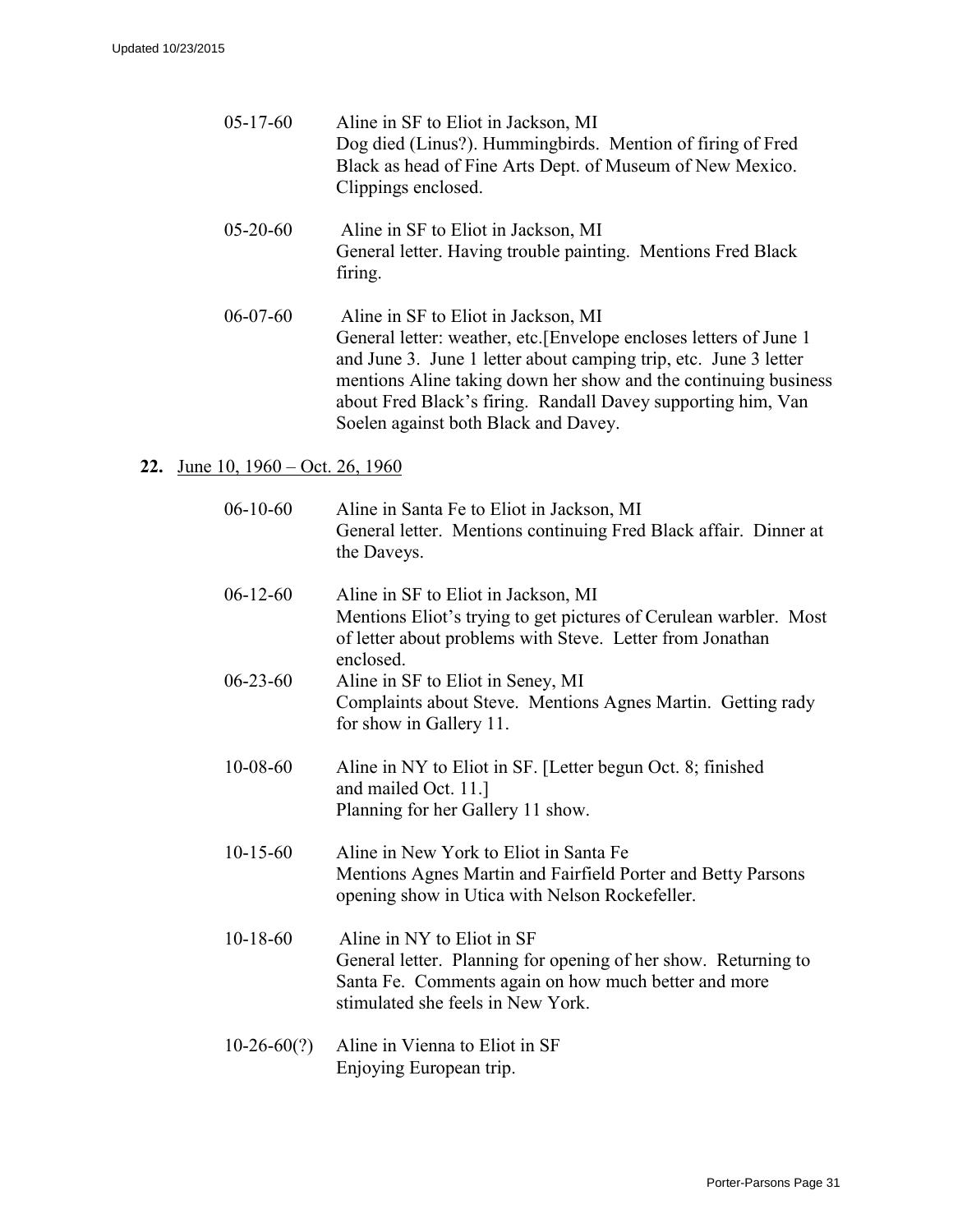05-17-60 Aline in SF to Eliot in Jackson, MI
Dog died (Linus?). Hummingbirds. Mention of firing of Fred Black as head of Fine Arts Dept. of Museum of New Mexico. Clippings enclosed.

05-20-60 Aline in SF to Eliot in Jackson, MI
General letter. Having trouble painting. Mentions Fred Black firing.

06-07-60 Aline in SF to Eliot in Jackson, MI
General letter: weather, etc.[Envelope encloses letters of June 1 and June 3. June 1 letter about camping trip, etc. June 3 letter mentions Aline taking down her show and the continuing business about Fred Black's firing. Randall Davey supporting him, Van Soelen against both Black and Davey.

**22.** June 10, 1960 – Oct. 26, 1960

06-10-60 Aline in Santa Fe to Eliot in Jackson, MI
General letter. Mentions continuing Fred Black affair. Dinner at the Daveys.

06-12-60 Aline in SF to Eliot in Jackson, MI
Mentions Eliot's trying to get pictures of Cerulean warbler. Most of letter about problems with Steve. Letter from Jonathan enclosed.

06-23-60 Aline in SF to Eliot in Seney, MI
Complaints about Steve. Mentions Agnes Martin. Getting rady for show in Gallery 11.

10-08-60 Aline in NY to Eliot in SF. [Letter begun Oct. 8; finished and mailed Oct. 11.]
Planning for her Gallery 11 show.

10-15-60 Aline in New York to Eliot in Santa Fe
Mentions Agnes Martin and Fairfield Porter and Betty Parsons opening show in Utica with Nelson Rockefeller.

10-18-60 Aline in NY to Eliot in SF
General letter. Planning for opening of her show. Returning to Santa Fe. Comments again on how much better and more stimulated she feels in New York.

10-26-60(?) Aline in Vienna to Eliot in SF
Enjoying European trip.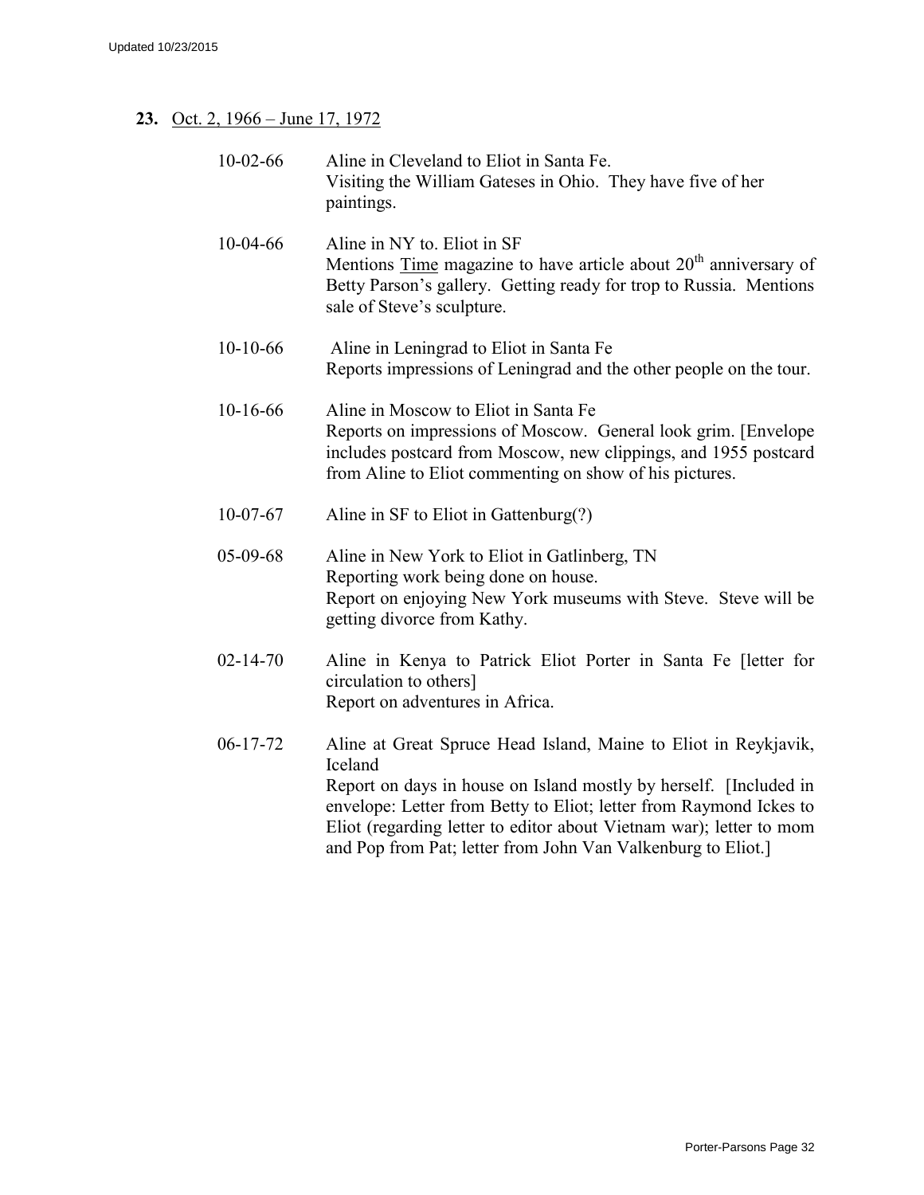**23.** Oct. 2, 1966 – June 17, 1972

| | |
|---|---|
| 10-02-66 | Aline in Cleveland to Eliot in Santa Fe. Visiting the William Gateses in Ohio. They have five of her paintings. |
| 10-04-66 | Aline in NY to. Eliot in SF Mentions Time magazine to have article about 20th anniversary of Betty Parson's gallery. Getting ready for trop to Russia. Mentions sale of Steve's sculpture. |
| 10-10-66 | Aline in Leningrad to Eliot in Santa Fe Reports impressions of Leningrad and the other people on the tour. |
| 10-16-66 | Aline in Moscow to Eliot in Santa Fe Reports on impressions of Moscow. General look grim. [Envelope includes postcard from Moscow, new clippings, and 1955 postcard from Aline to Eliot commenting on show of his pictures. |
| 10-07-67 | Aline in SF to Eliot in Gattenburg(?) |
| 05-09-68 | Aline in New York to Eliot in Gatlinberg, TN Reporting work being done on house. Report on enjoying New York museums with Steve. Steve will be getting divorce from Kathy. |
| 02-14-70 | Aline in Kenya to Patrick Eliot Porter in Santa Fe [letter for circulation to others] Report on adventures in Africa. |
| 06-17-72 | Aline at Great Spruce Head Island, Maine to Eliot in Reykjavik, Iceland Report on days in house on Island mostly by herself. [Included in envelope: Letter from Betty to Eliot; letter from Raymond Ickes to Eliot (regarding letter to editor about Vietnam war); letter to mom and Pop from Pat; letter from John Van Valkenburg to Eliot.] |